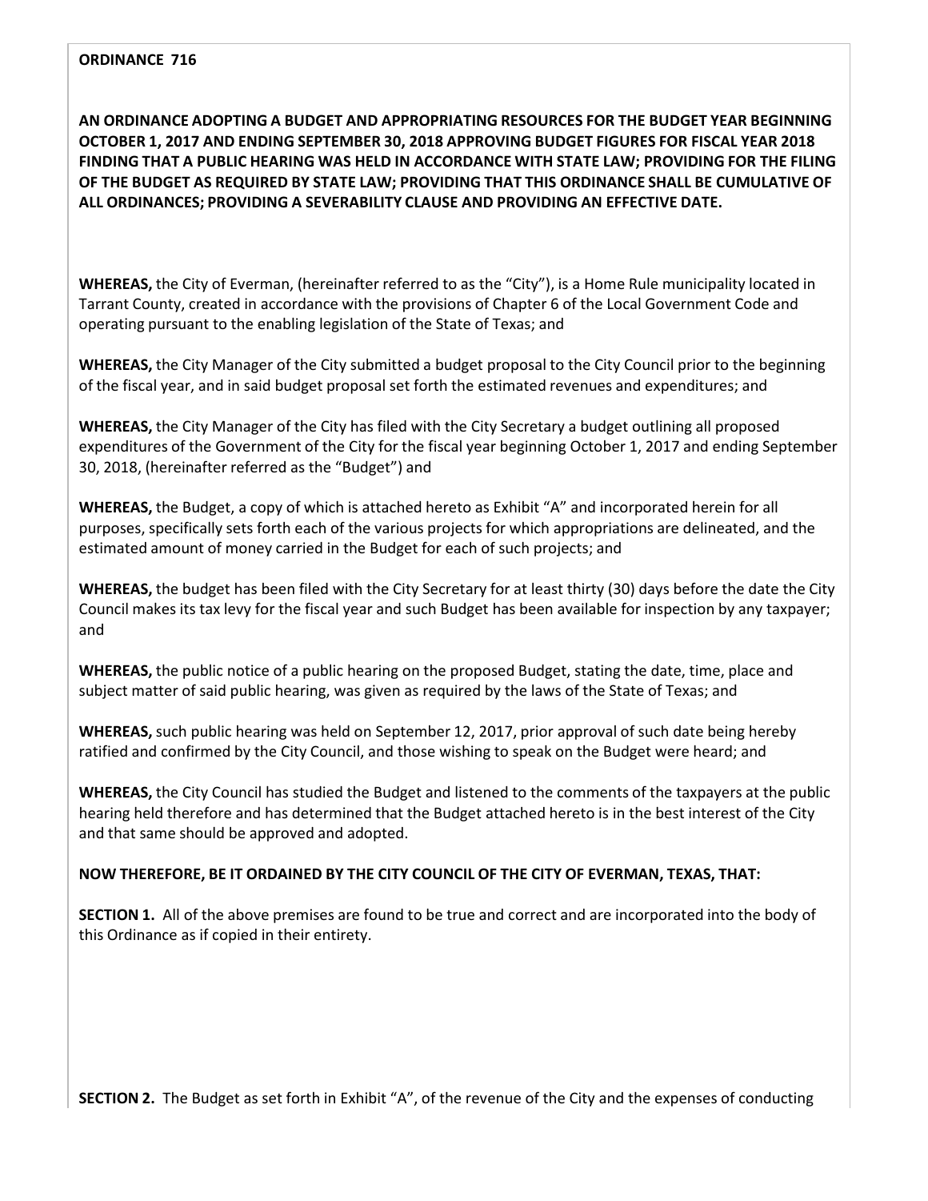**ORDINANCE 716**

**AN ORDINANCE ADOPTING A BUDGET AND APPROPRIATING RESOURCES FOR THE BUDGET YEAR BEGINNING OCTOBER 1, 2017 AND ENDING SEPTEMBER 30, 2018 APPROVING BUDGET FIGURES FOR FISCAL YEAR 2018 FINDING THAT A PUBLIC HEARING WAS HELD IN ACCORDANCE WITH STATE LAW; PROVIDING FOR THE FILING OF THE BUDGET AS REQUIRED BY STATE LAW; PROVIDING THAT THIS ORDINANCE SHALL BE CUMULATIVE OF ALL ORDINANCES; PROVIDING A SEVERABILITY CLAUSE AND PROVIDING AN EFFECTIVE DATE.**

**WHEREAS,** the City of Everman, (hereinafter referred to as the "City"), is a Home Rule municipality located in Tarrant County, created in accordance with the provisions of Chapter 6 of the Local Government Code and operating pursuant to the enabling legislation of the State of Texas; and

**WHEREAS,** the City Manager of the City submitted a budget proposal to the City Council prior to the beginning of the fiscal year, and in said budget proposal set forth the estimated revenues and expenditures; and

**WHEREAS,** the City Manager of the City has filed with the City Secretary a budget outlining all proposed expenditures of the Government of the City for the fiscal year beginning October 1, 2017 and ending September 30, 2018, (hereinafter referred as the "Budget") and

**WHEREAS,** the Budget, a copy of which is attached hereto as Exhibit "A" and incorporated herein for all purposes, specifically sets forth each of the various projects for which appropriations are delineated, and the estimated amount of money carried in the Budget for each of such projects; and

**WHEREAS,** the budget has been filed with the City Secretary for at least thirty (30) days before the date the City Council makes its tax levy for the fiscal year and such Budget has been available for inspection by any taxpayer; and

**WHEREAS,** the public notice of a public hearing on the proposed Budget, stating the date, time, place and subject matter of said public hearing, was given as required by the laws of the State of Texas; and

**WHEREAS,** such public hearing was held on September 12, 2017, prior approval of such date being hereby ratified and confirmed by the City Council, and those wishing to speak on the Budget were heard; and

**WHEREAS,** the City Council has studied the Budget and listened to the comments of the taxpayers at the public hearing held therefore and has determined that the Budget attached hereto is in the best interest of the City and that same should be approved and adopted.

**NOW THEREFORE, BE IT ORDAINED BY THE CITY COUNCIL OF THE CITY OF EVERMAN, TEXAS, THAT:**

**SECTION 1.** All of the above premises are found to be true and correct and are incorporated into the body of this Ordinance as if copied in their entirety.

**SECTION 2.** The Budget as set forth in Exhibit "A", of the revenue of the City and the expenses of conducting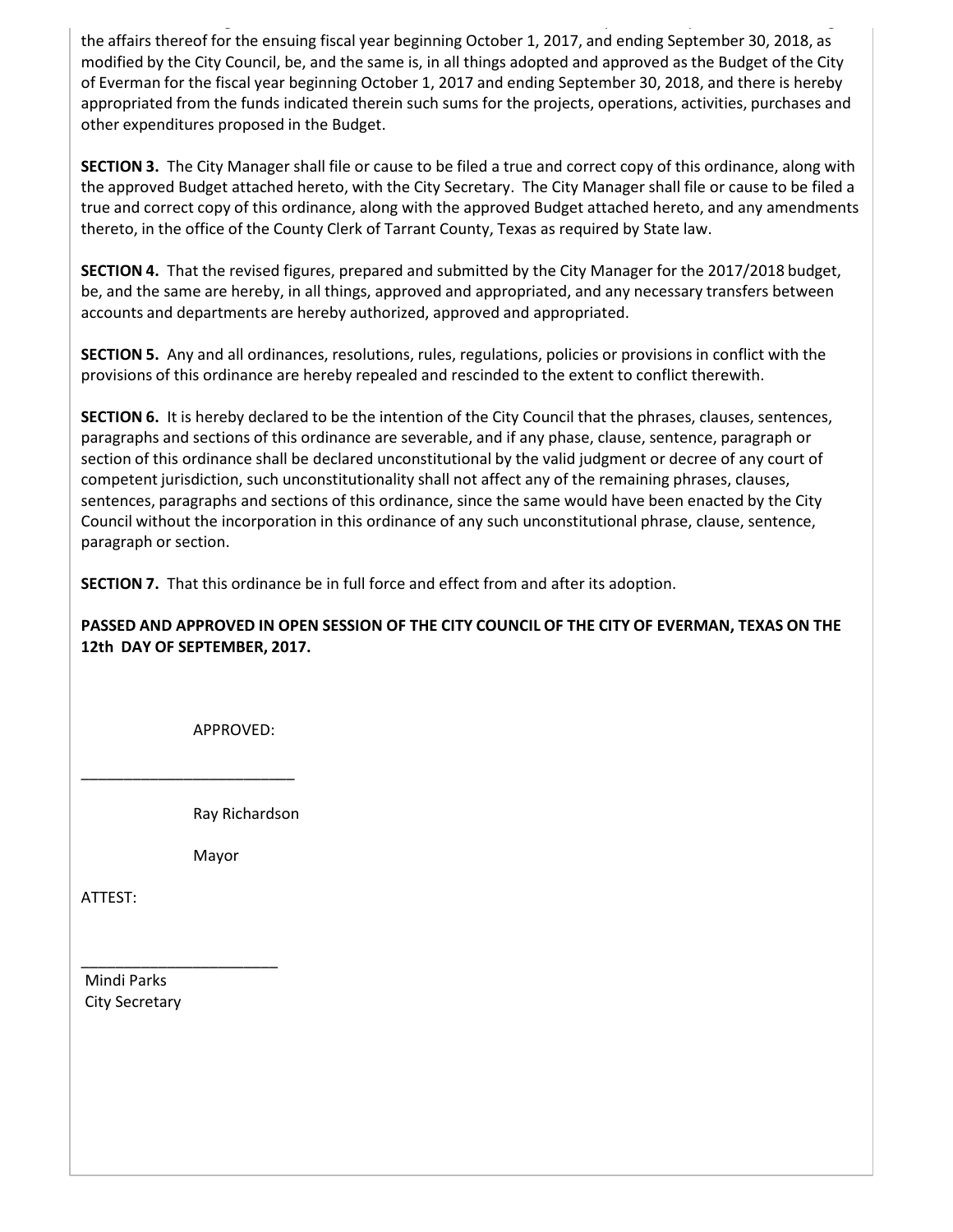the affairs thereof for the ensuing fiscal year beginning October 1, 2017, and ending September 30, 2018, as modified by the City Council, be, and the same is, in all things adopted and approved as the Budget of the City of Everman for the fiscal year beginning October 1, 2017 and ending September 30, 2018, and there is hereby appropriated from the funds indicated therein such sums for the projects, operations, activities, purchases and other expenditures proposed in the Budget.

**SECTION 3.** The City Manager shall file or cause to be filed a true and correct copy of this ordinance, along with the approved Budget attached hereto, with the City Secretary. The City Manager shall file or cause to be filed a true and correct copy of this ordinance, along with the approved Budget attached hereto, and any amendments thereto, in the office of the County Clerk of Tarrant County, Texas as required by State law.

**SECTION 4.** That the revised figures, prepared and submitted by the City Manager for the 2017/2018 budget, be, and the same are hereby, in all things, approved and appropriated, and any necessary transfers between accounts and departments are hereby authorized, approved and appropriated.

**SECTION 5.** Any and all ordinances, resolutions, rules, regulations, policies or provisions in conflict with the provisions of this ordinance are hereby repealed and rescinded to the extent to conflict therewith.

**SECTION 6.** It is hereby declared to be the intention of the City Council that the phrases, clauses, sentences, paragraphs and sections of this ordinance are severable, and if any phase, clause, sentence, paragraph or section of this ordinance shall be declared unconstitutional by the valid judgment or decree of any court of competent jurisdiction, such unconstitutionality shall not affect any of the remaining phrases, clauses, sentences, paragraphs and sections of this ordinance, since the same would have been enacted by the City Council without the incorporation in this ordinance of any such unconstitutional phrase, clause, sentence, paragraph or section.

**SECTION 7.** That this ordinance be in full force and effect from and after its adoption.

**PASSED AND APPROVED IN OPEN SESSION OF THE CITY COUNCIL OF THE CITY OF EVERMAN, TEXAS ON THE 12th DAY OF SEPTEMBER, 2017.**

APPROVED:

_________________________

Ray Richardson

Mayor

ATTEST:

_______________________

Mindi Parks
City Secretary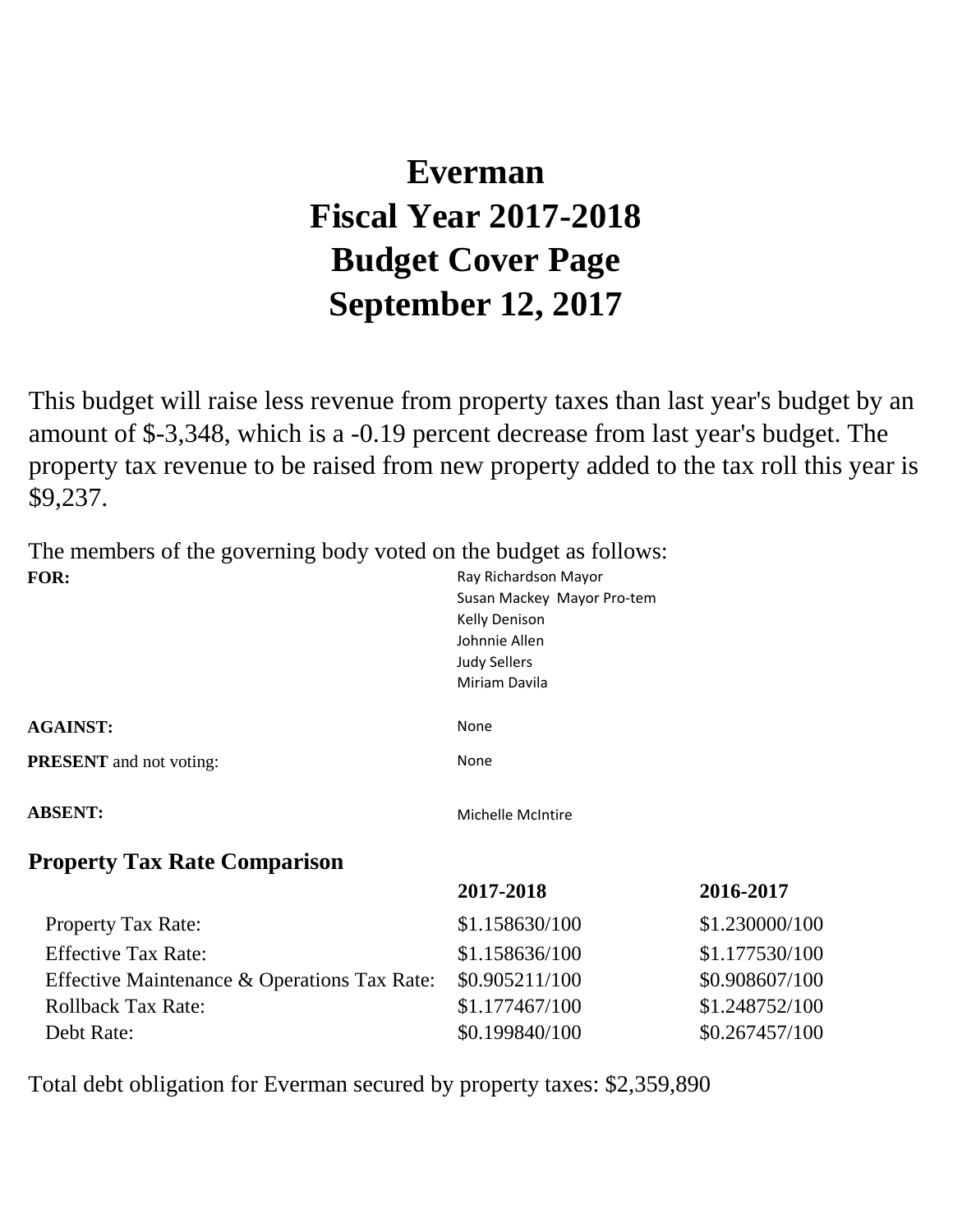# Everman
# Fiscal Year 2017-2018
# Budget Cover Page
# September 12, 2017

This budget will raise less revenue from property taxes than last year's budget by an amount of $-3,348, which is a -0.19 percent decrease from last year's budget. The property tax revenue to be raised from new property added to the tax roll this year is $9,237.

The members of the governing body voted on the budget as follows:

| | |
|---|---|
| **FOR:** | Ray Richardson Mayor<br>Susan Mackey Mayor Pro-tem<br>Kelly Denison<br>Johnnie Allen<br>Judy Sellers<br>Miriam Davila |
| **AGAINST:** | None |
| **PRESENT** and not voting: | None |
| **ABSENT:** | Michelle McIntire |

## Property Tax Rate Comparison

| | 2017-2018 | 2016-2017 |
|---|---|---|
| Property Tax Rate: | $1.158630/100 | $1.230000/100 |
| Effective Tax Rate: | $1.158636/100 | $1.177530/100 |
| Effective Maintenance & Operations Tax Rate: | $0.905211/100 | $0.908607/100 |
| Rollback Tax Rate: | $1.177467/100 | $1.248752/100 |
| Debt Rate: | $0.199840/100 | $0.267457/100 |

Total debt obligation for Everman secured by property taxes: $2,359,890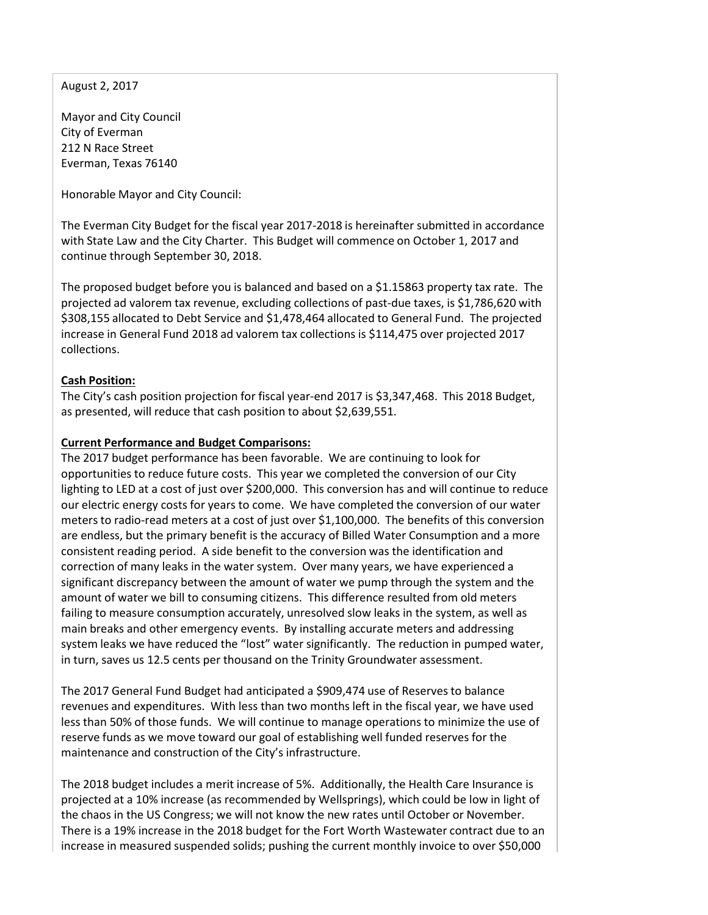August 2, 2017

Mayor and City Council
City of Everman
212 N Race Street
Everman, Texas 76140

Honorable Mayor and City Council:

The Everman City Budget for the fiscal year 2017-2018 is hereinafter submitted in accordance with State Law and the City Charter. This Budget will commence on October 1, 2017 and continue through September 30, 2018.

The proposed budget before you is balanced and based on a $1.15863 property tax rate. The projected ad valorem tax revenue, excluding collections of past-due taxes, is $1,786,620 with $308,155 allocated to Debt Service and $1,478,464 allocated to General Fund. The projected increase in General Fund 2018 ad valorem tax collections is $114,475 over projected 2017 collections.

**Cash Position:**

The City's cash position projection for fiscal year-end 2017 is $3,347,468. This 2018 Budget, as presented, will reduce that cash position to about $2,639,551.

**Current Performance and Budget Comparisons:**

The 2017 budget performance has been favorable. We are continuing to look for opportunities to reduce future costs. This year we completed the conversion of our City lighting to LED at a cost of just over $200,000. This conversion has and will continue to reduce our electric energy costs for years to come. We have completed the conversion of our water meters to radio-read meters at a cost of just over $1,100,000. The benefits of this conversion are endless, but the primary benefit is the accuracy of Billed Water Consumption and a more consistent reading period. A side benefit to the conversion was the identification and correction of many leaks in the water system. Over many years, we have experienced a significant discrepancy between the amount of water we pump through the system and the amount of water we bill to consuming citizens. This difference resulted from old meters failing to measure consumption accurately, unresolved slow leaks in the system, as well as main breaks and other emergency events. By installing accurate meters and addressing system leaks we have reduced the "lost" water significantly. The reduction in pumped water, in turn, saves us 12.5 cents per thousand on the Trinity Groundwater assessment.

The 2017 General Fund Budget had anticipated a $909,474 use of Reserves to balance revenues and expenditures. With less than two months left in the fiscal year, we have used less than 50% of those funds. We will continue to manage operations to minimize the use of reserve funds as we move toward our goal of establishing well funded reserves for the maintenance and construction of the City's infrastructure.

The 2018 budget includes a merit increase of 5%. Additionally, the Health Care Insurance is projected at a 10% increase (as recommended by Wellsprings), which could be low in light of the chaos in the US Congress; we will not know the new rates until October or November. There is a 19% increase in the 2018 budget for the Fort Worth Wastewater contract due to an increase in measured suspended solids; pushing the current monthly invoice to over $50,000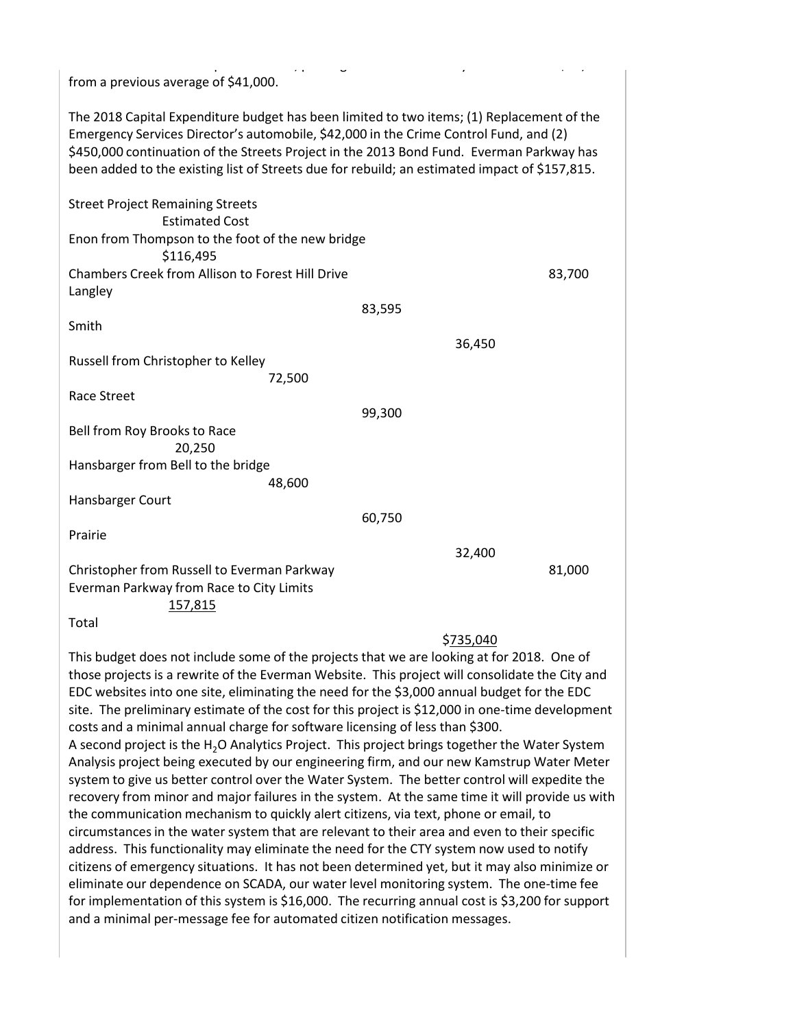from a previous average of $41,000.

The 2018 Capital Expenditure budget has been limited to two items; (1) Replacement of the Emergency Services Director's automobile, $42,000 in the Crime Control Fund, and (2) $450,000 continuation of the Streets Project in the 2013 Bond Fund. Everman Parkway has been added to the existing list of Streets due for rebuild; an estimated impact of $157,815.

| Street Project Remaining Streets | Estimated Cost |
|---|---|
| Enon from Thompson to the foot of the new bridge | $116,495 |
| Chambers Creek from Allison to Forest Hill Drive | 83,700 |
| Langley | 83,595 |
| Smith | 36,450 |
| Russell from Christopher to Kelley | 72,500 |
| Race Street | 99,300 |
| Bell from Roy Brooks to Race | 20,250 |
| Hansbarger from Bell to the bridge | 48,600 |
| Hansbarger Court | 60,750 |
| Prairie | 32,400 |
| Christopher from Russell to Everman Parkway | 81,000 |
| Everman Parkway from Race to City Limits | 157,815 |
| Total | $735,040 |

This budget does not include some of the projects that we are looking at for 2018. One of those projects is a rewrite of the Everman Website. This project will consolidate the City and EDC websites into one site, eliminating the need for the $3,000 annual budget for the EDC site. The preliminary estimate of the cost for this project is $12,000 in one-time development costs and a minimal annual charge for software licensing of less than $300.

A second project is the $H_2O$ Analytics Project. This project brings together the Water System Analysis project being executed by our engineering firm, and our new Kamstrup Water Meter system to give us better control over the Water System. The better control will expedite the recovery from minor and major failures in the system. At the same time it will provide us with the communication mechanism to quickly alert citizens, via text, phone or email, to circumstances in the water system that are relevant to their area and even to their specific address. This functionality may eliminate the need for the CTY system now used to notify citizens of emergency situations. It has not been determined yet, but it may also minimize or eliminate our dependence on SCADA, our water level monitoring system. The one-time fee for implementation of this system is $16,000. The recurring annual cost is $3,200 for support and a minimal per-message fee for automated citizen notification messages.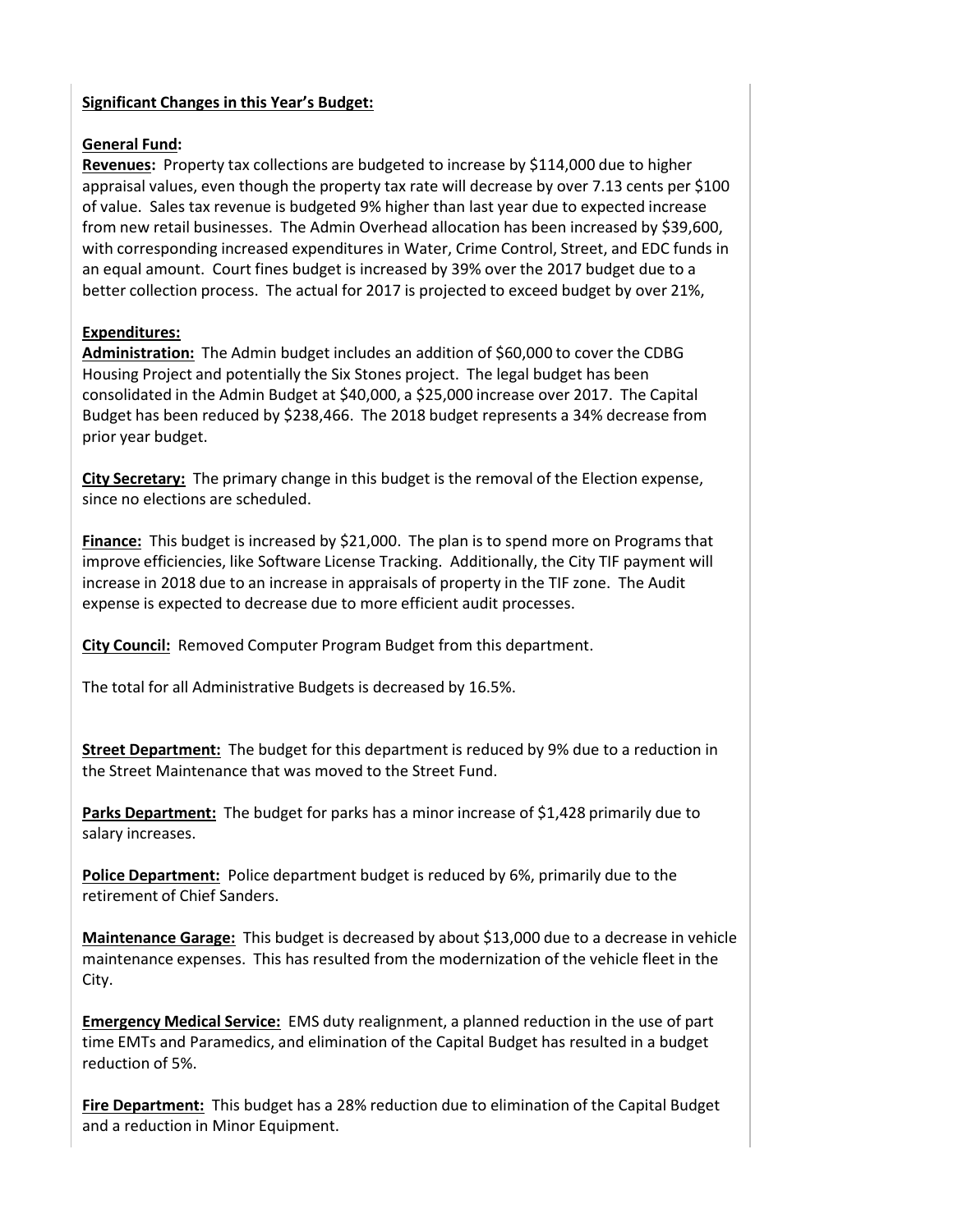**Significant Changes in this Year's Budget:**

**General Fund:**

**Revenues:** Property tax collections are budgeted to increase by $114,000 due to higher appraisal values, even though the property tax rate will decrease by over 7.13 cents per $100 of value. Sales tax revenue is budgeted 9% higher than last year due to expected increase from new retail businesses. The Admin Overhead allocation has been increased by $39,600, with corresponding increased expenditures in Water, Crime Control, Street, and EDC funds in an equal amount. Court fines budget is increased by 39% over the 2017 budget due to a better collection process. The actual for 2017 is projected to exceed budget by over 21%,

**Expenditures:**

**Administration:** The Admin budget includes an addition of $60,000 to cover the CDBG Housing Project and potentially the Six Stones project. The legal budget has been consolidated in the Admin Budget at $40,000, a $25,000 increase over 2017. The Capital Budget has been reduced by $238,466. The 2018 budget represents a 34% decrease from prior year budget.

**City Secretary:** The primary change in this budget is the removal of the Election expense, since no elections are scheduled.

**Finance:** This budget is increased by $21,000. The plan is to spend more on Programs that improve efficiencies, like Software License Tracking. Additionally, the City TIF payment will increase in 2018 due to an increase in appraisals of property in the TIF zone. The Audit expense is expected to decrease due to more efficient audit processes.

**City Council:** Removed Computer Program Budget from this department.

The total for all Administrative Budgets is decreased by 16.5%.

**Street Department:** The budget for this department is reduced by 9% due to a reduction in the Street Maintenance that was moved to the Street Fund.

**Parks Department:** The budget for parks has a minor increase of $1,428 primarily due to salary increases.

**Police Department:** Police department budget is reduced by 6%, primarily due to the retirement of Chief Sanders.

**Maintenance Garage:** This budget is decreased by about $13,000 due to a decrease in vehicle maintenance expenses. This has resulted from the modernization of the vehicle fleet in the City.

**Emergency Medical Service:** EMS duty realignment, a planned reduction in the use of part time EMTs and Paramedics, and elimination of the Capital Budget has resulted in a budget reduction of 5%.

**Fire Department:** This budget has a 28% reduction due to elimination of the Capital Budget and a reduction in Minor Equipment.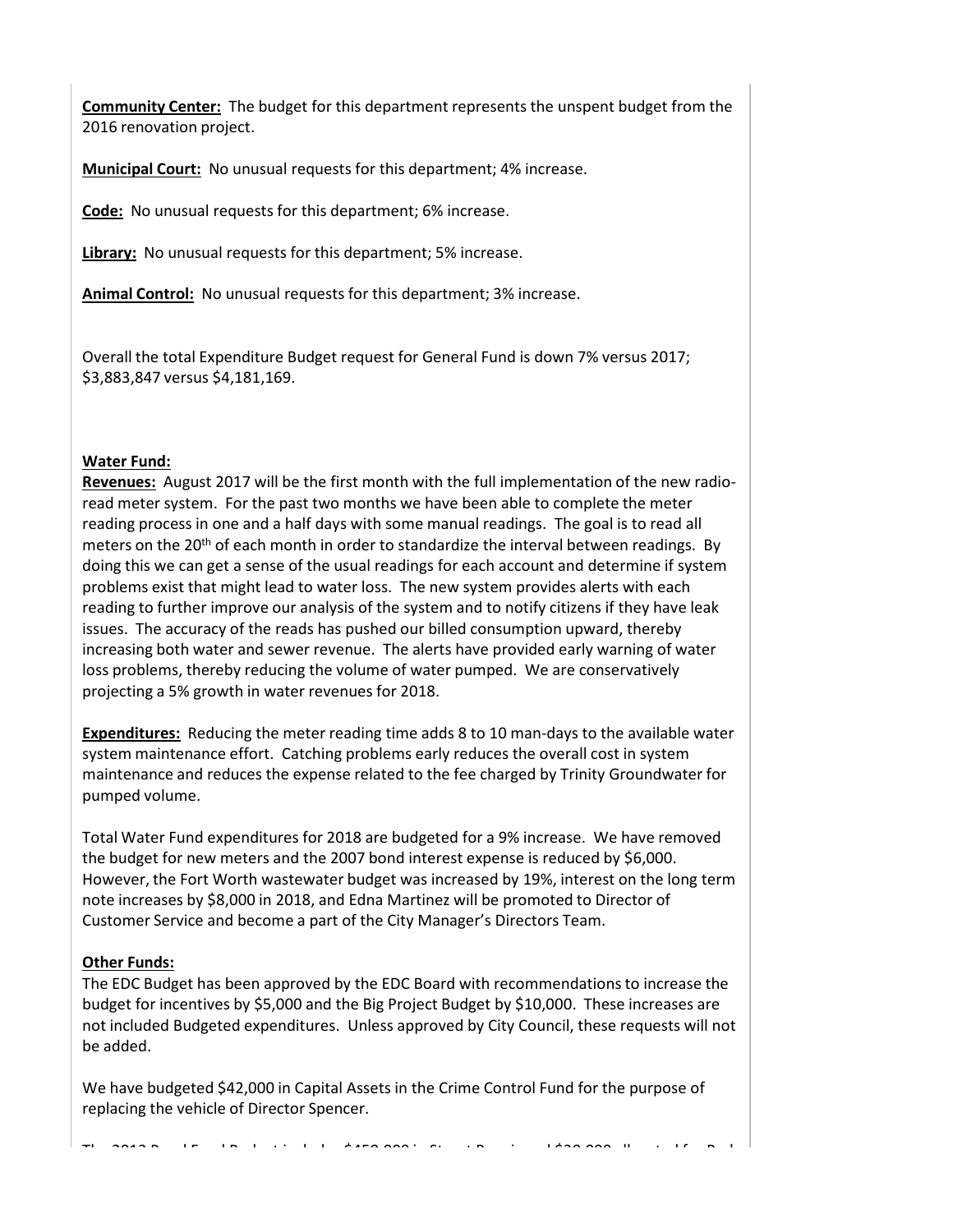**Community Center:** The budget for this department represents the unspent budget from the 2016 renovation project.

**Municipal Court:** No unusual requests for this department; 4% increase.

**Code:** No unusual requests for this department; 6% increase.

**Library:** No unusual requests for this department; 5% increase.

**Animal Control:** No unusual requests for this department; 3% increase.

Overall the total Expenditure Budget request for General Fund is down 7% versus 2017; \$3,883,847 versus \$4,181,169.

**Water Fund:**

**Revenues:** August 2017 will be the first month with the full implementation of the new radio-read meter system. For the past two months we have been able to complete the meter reading process in one and a half days with some manual readings. The goal is to read all meters on the 20th of each month in order to standardize the interval between readings. By doing this we can get a sense of the usual readings for each account and determine if system problems exist that might lead to water loss. The new system provides alerts with each reading to further improve our analysis of the system and to notify citizens if they have leak issues. The accuracy of the reads has pushed our billed consumption upward, thereby increasing both water and sewer revenue. The alerts have provided early warning of water loss problems, thereby reducing the volume of water pumped. We are conservatively projecting a 5% growth in water revenues for 2018.

**Expenditures:** Reducing the meter reading time adds 8 to 10 man-days to the available water system maintenance effort. Catching problems early reduces the overall cost in system maintenance and reduces the expense related to the fee charged by Trinity Groundwater for pumped volume.

Total Water Fund expenditures for 2018 are budgeted for a 9% increase. We have removed the budget for new meters and the 2007 bond interest expense is reduced by \$6,000. However, the Fort Worth wastewater budget was increased by 19%, interest on the long term note increases by \$8,000 in 2018, and Edna Martinez will be promoted to Director of Customer Service and become a part of the City Manager's Directors Team.

**Other Funds:**

The EDC Budget has been approved by the EDC Board with recommendations to increase the budget for incentives by \$5,000 and the Big Project Budget by \$10,000. These increases are not included Budgeted expenditures. Unless approved by City Council, these requests will not be added.

We have budgeted \$42,000 in Capital Assets in the Crime Control Fund for the purpose of replacing the vehicle of Director Spencer.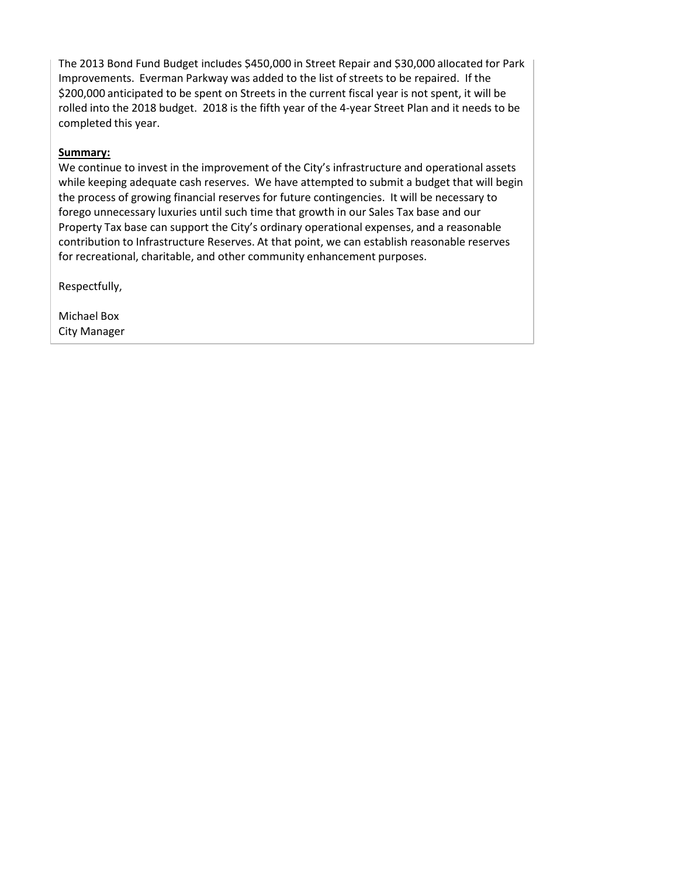The 2013 Bond Fund Budget includes $450,000 in Street Repair and $30,000 allocated for Park Improvements. Everman Parkway was added to the list of streets to be repaired. If the $200,000 anticipated to be spent on Streets in the current fiscal year is not spent, it will be rolled into the 2018 budget. 2018 is the fifth year of the 4-year Street Plan and it needs to be completed this year.

**Summary:**

We continue to invest in the improvement of the City's infrastructure and operational assets while keeping adequate cash reserves. We have attempted to submit a budget that will begin the process of growing financial reserves for future contingencies. It will be necessary to forego unnecessary luxuries until such time that growth in our Sales Tax base and our Property Tax base can support the City's ordinary operational expenses, and a reasonable contribution to Infrastructure Reserves. At that point, we can establish reasonable reserves for recreational, charitable, and other community enhancement purposes.

Respectfully,

Michael Box
City Manager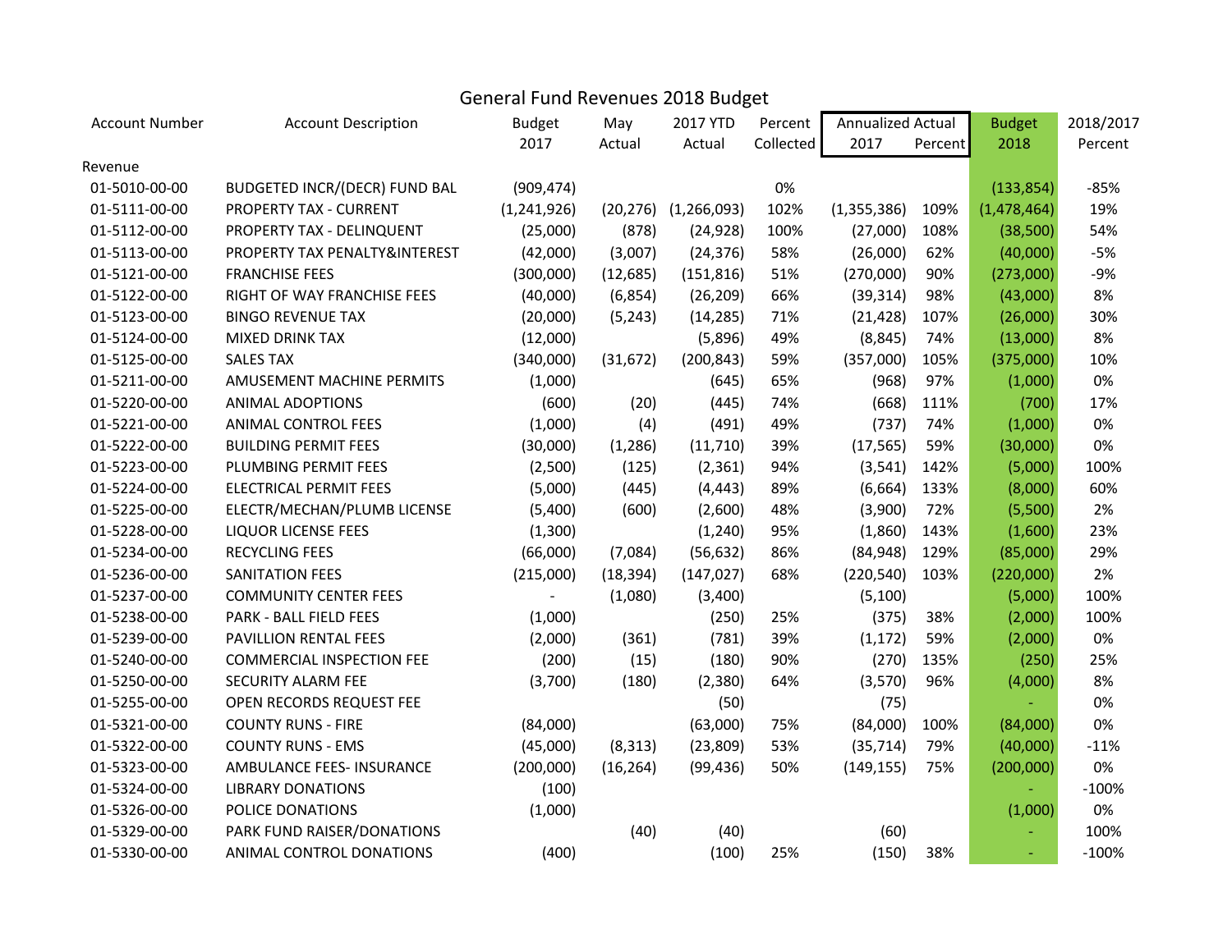# General Fund Revenues 2018 Budget

| Account Number | Account Description | Budget 2017 | May Actual | 2017 YTD Actual | Percent Collected | Annualized Actual 2017 | Percent | Budget 2018 | 2018/2017 Percent |
|---|---|---|---|---|---|---|---|---|---|
| Revenue | | | | | | | | | |
| 01-5010-00-00 | BUDGETED INCR/(DECR) FUND BAL | (909,474) | | | 0% | | | (133,854) | -85% |
| 01-5111-00-00 | PROPERTY TAX - CURRENT | (1,241,926) | (20,276) | (1,266,093) | 102% | (1,355,386) | 109% | (1,478,464) | 19% |
| 01-5112-00-00 | PROPERTY TAX - DELINQUENT | (25,000) | (878) | (24,928) | 100% | (27,000) | 108% | (38,500) | 54% |
| 01-5113-00-00 | PROPERTY TAX PENALTY&INTEREST | (42,000) | (3,007) | (24,376) | 58% | (26,000) | 62% | (40,000) | -5% |
| 01-5121-00-00 | FRANCHISE FEES | (300,000) | (12,685) | (151,816) | 51% | (270,000) | 90% | (273,000) | -9% |
| 01-5122-00-00 | RIGHT OF WAY FRANCHISE FEES | (40,000) | (6,854) | (26,209) | 66% | (39,314) | 98% | (43,000) | 8% |
| 01-5123-00-00 | BINGO REVENUE TAX | (20,000) | (5,243) | (14,285) | 71% | (21,428) | 107% | (26,000) | 30% |
| 01-5124-00-00 | MIXED DRINK TAX | (12,000) | | (5,896) | 49% | (8,845) | 74% | (13,000) | 8% |
| 01-5125-00-00 | SALES TAX | (340,000) | (31,672) | (200,843) | 59% | (357,000) | 105% | (375,000) | 10% |
| 01-5211-00-00 | AMUSEMENT MACHINE PERMITS | (1,000) | | (645) | 65% | (968) | 97% | (1,000) | 0% |
| 01-5220-00-00 | ANIMAL ADOPTIONS | (600) | (20) | (445) | 74% | (668) | 111% | (700) | 17% |
| 01-5221-00-00 | ANIMAL CONTROL FEES | (1,000) | (4) | (491) | 49% | (737) | 74% | (1,000) | 0% |
| 01-5222-00-00 | BUILDING PERMIT FEES | (30,000) | (1,286) | (11,710) | 39% | (17,565) | 59% | (30,000) | 0% |
| 01-5223-00-00 | PLUMBING PERMIT FEES | (2,500) | (125) | (2,361) | 94% | (3,541) | 142% | (5,000) | 100% |
| 01-5224-00-00 | ELECTRICAL PERMIT FEES | (5,000) | (445) | (4,443) | 89% | (6,664) | 133% | (8,000) | 60% |
| 01-5225-00-00 | ELECTR/MECHAN/PLUMB LICENSE | (5,400) | (600) | (2,600) | 48% | (3,900) | 72% | (5,500) | 2% |
| 01-5228-00-00 | LIQUOR LICENSE FEES | (1,300) | | (1,240) | 95% | (1,860) | 143% | (1,600) | 23% |
| 01-5234-00-00 | RECYCLING FEES | (66,000) | (7,084) | (56,632) | 86% | (84,948) | 129% | (85,000) | 29% |
| 01-5236-00-00 | SANITATION FEES | (215,000) | (18,394) | (147,027) | 68% | (220,540) | 103% | (220,000) | 2% |
| 01-5237-00-00 | COMMUNITY CENTER FEES | - | (1,080) | (3,400) | | (5,100) | | (5,000) | 100% |
| 01-5238-00-00 | PARK - BALL FIELD FEES | (1,000) | | (250) | 25% | (375) | 38% | (2,000) | 100% |
| 01-5239-00-00 | PAVILLION RENTAL FEES | (2,000) | (361) | (781) | 39% | (1,172) | 59% | (2,000) | 0% |
| 01-5240-00-00 | COMMERCIAL INSPECTION FEE | (200) | (15) | (180) | 90% | (270) | 135% | (250) | 25% |
| 01-5250-00-00 | SECURITY ALARM FEE | (3,700) | (180) | (2,380) | 64% | (3,570) | 96% | (4,000) | 8% |
| 01-5255-00-00 | OPEN RECORDS REQUEST FEE | | | (50) | | (75) | | - | 0% |
| 01-5321-00-00 | COUNTY RUNS - FIRE | (84,000) | | (63,000) | 75% | (84,000) | 100% | (84,000) | 0% |
| 01-5322-00-00 | COUNTY RUNS - EMS | (45,000) | (8,313) | (23,809) | 53% | (35,714) | 79% | (40,000) | -11% |
| 01-5323-00-00 | AMBULANCE FEES- INSURANCE | (200,000) | (16,264) | (99,436) | 50% | (149,155) | 75% | (200,000) | 0% |
| 01-5324-00-00 | LIBRARY DONATIONS | (100) | | | | | | - | -100% |
| 01-5326-00-00 | POLICE DONATIONS | (1,000) | | | | | | (1,000) | 0% |
| 01-5329-00-00 | PARK FUND RAISER/DONATIONS | | (40) | (40) | | (60) | | - | 100% |
| 01-5330-00-00 | ANIMAL CONTROL DONATIONS | (400) | | (100) | 25% | (150) | 38% | - | -100% |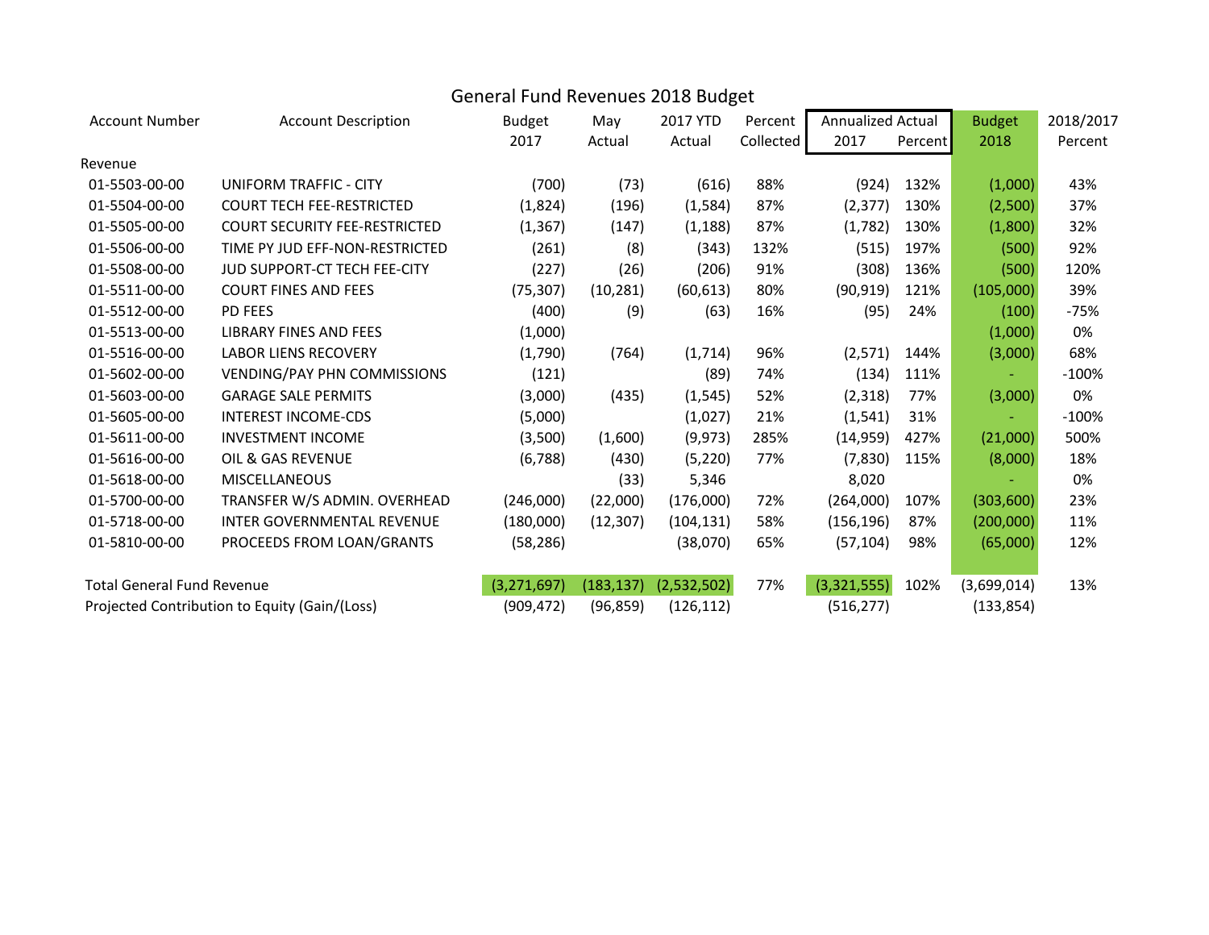# General Fund Revenues 2018 Budget

| Account Number | Account Description | Budget 2017 | May Actual | 2017 YTD Actual | Percent Collected | Annualized Actual 2017 | Annualized Actual Percent | Budget 2018 | 2018/2017 Percent |
|---|---|---|---|---|---|---|---|---|---|
| Revenue | | | | | | | | | |
| 01-5503-00-00 | UNIFORM TRAFFIC - CITY | (700) | (73) | (616) | 88% | (924) | 132% | (1,000) | 43% |
| 01-5504-00-00 | COURT TECH FEE-RESTRICTED | (1,824) | (196) | (1,584) | 87% | (2,377) | 130% | (2,500) | 37% |
| 01-5505-00-00 | COURT SECURITY FEE-RESTRICTED | (1,367) | (147) | (1,188) | 87% | (1,782) | 130% | (1,800) | 32% |
| 01-5506-00-00 | TIME PY JUD EFF-NON-RESTRICTED | (261) | (8) | (343) | 132% | (515) | 197% | (500) | 92% |
| 01-5508-00-00 | JUD SUPPORT-CT TECH FEE-CITY | (227) | (26) | (206) | 91% | (308) | 136% | (500) | 120% |
| 01-5511-00-00 | COURT FINES AND FEES | (75,307) | (10,281) | (60,613) | 80% | (90,919) | 121% | (105,000) | 39% |
| 01-5512-00-00 | PD FEES | (400) | (9) | (63) | 16% | (95) | 24% | (100) | -75% |
| 01-5513-00-00 | LIBRARY FINES AND FEES | (1,000) | | | | | | (1,000) | 0% |
| 01-5516-00-00 | LABOR LIENS RECOVERY | (1,790) | (764) | (1,714) | 96% | (2,571) | 144% | (3,000) | 68% |
| 01-5602-00-00 | VENDING/PAY PHN COMMISSIONS | (121) | | (89) | 74% | (134) | 111% | - | -100% |
| 01-5603-00-00 | GARAGE SALE PERMITS | (3,000) | (435) | (1,545) | 52% | (2,318) | 77% | (3,000) | 0% |
| 01-5605-00-00 | INTEREST INCOME-CDS | (5,000) | | (1,027) | 21% | (1,541) | 31% | - | -100% |
| 01-5611-00-00 | INVESTMENT INCOME | (3,500) | (1,600) | (9,973) | 285% | (14,959) | 427% | (21,000) | 500% |
| 01-5616-00-00 | OIL & GAS REVENUE | (6,788) | (430) | (5,220) | 77% | (7,830) | 115% | (8,000) | 18% |
| 01-5618-00-00 | MISCELLANEOUS | | (33) | 5,346 | | 8,020 | | - | 0% |
| 01-5700-00-00 | TRANSFER W/S ADMIN. OVERHEAD | (246,000) | (22,000) | (176,000) | 72% | (264,000) | 107% | (303,600) | 23% |
| 01-5718-00-00 | INTER GOVERNMENTAL REVENUE | (180,000) | (12,307) | (104,131) | 58% | (156,196) | 87% | (200,000) | 11% |
| 01-5810-00-00 | PROCEEDS FROM LOAN/GRANTS | (58,286) | | (38,070) | 65% | (57,104) | 98% | (65,000) | 12% |
| Total General Fund Revenue | | (3,271,697) | (183,137) | (2,532,502) | 77% | (3,321,555) | 102% | (3,699,014) | 13% |
| Projected Contribution to Equity (Gain/(Loss) | | (909,472) | (96,859) | (126,112) | | (516,277) | | (133,854) | |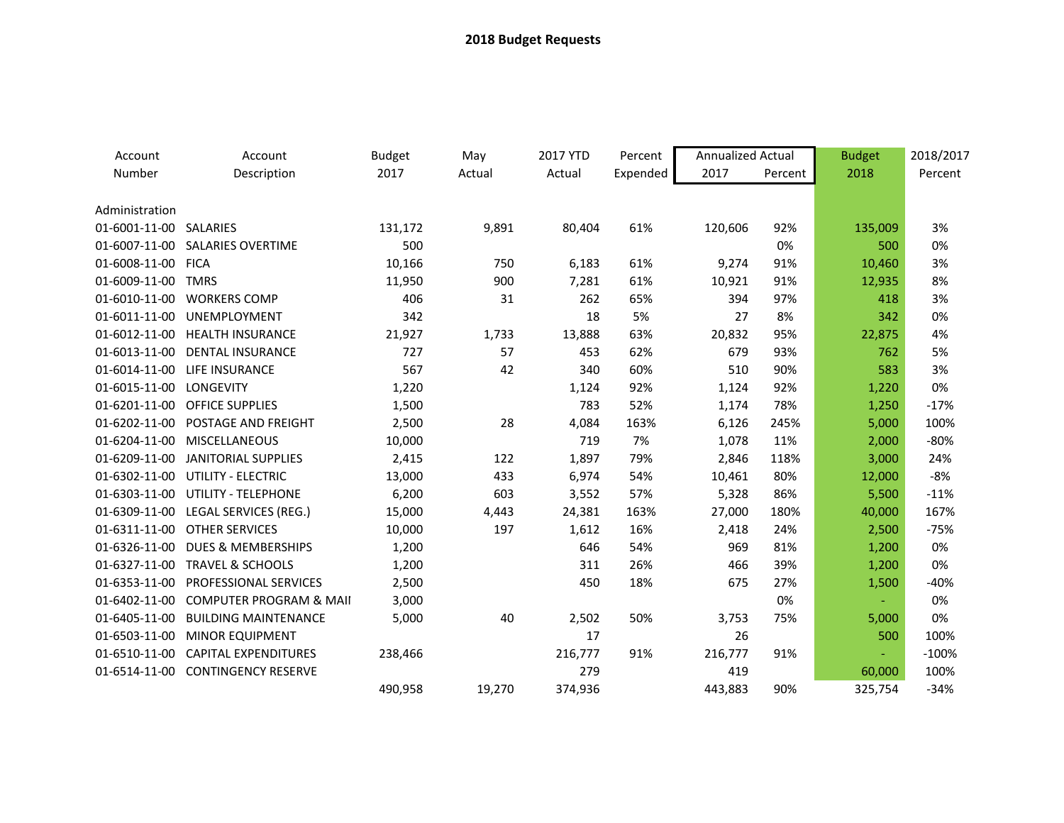**2018 Budget Requests**

| Account Number | Account Description | Budget 2017 | May Actual | 2017 YTD Actual | Percent Expended | Annualized Actual 2017 | Annualized Actual Percent | Budget 2018 | 2018/2017 Percent |
|---|---|---|---|---|---|---|---|---|---|
| Administration | | | | | | | | | |
| 01-6001-11-00 | SALARIES | 131,172 | 9,891 | 80,404 | 61% | 120,606 | 92% | 135,009 | 3% |
| 01-6007-11-00 | SALARIES OVERTIME | 500 | | | | | 0% | 500 | 0% |
| 01-6008-11-00 | FICA | 10,166 | 750 | 6,183 | 61% | 9,274 | 91% | 10,460 | 3% |
| 01-6009-11-00 | TMRS | 11,950 | 900 | 7,281 | 61% | 10,921 | 91% | 12,935 | 8% |
| 01-6010-11-00 | WORKERS COMP | 406 | 31 | 262 | 65% | 394 | 97% | 418 | 3% |
| 01-6011-11-00 | UNEMPLOYMENT | 342 | | 18 | 5% | 27 | 8% | 342 | 0% |
| 01-6012-11-00 | HEALTH INSURANCE | 21,927 | 1,733 | 13,888 | 63% | 20,832 | 95% | 22,875 | 4% |
| 01-6013-11-00 | DENTAL INSURANCE | 727 | 57 | 453 | 62% | 679 | 93% | 762 | 5% |
| 01-6014-11-00 | LIFE INSURANCE | 567 | 42 | 340 | 60% | 510 | 90% | 583 | 3% |
| 01-6015-11-00 | LONGEVITY | 1,220 | | 1,124 | 92% | 1,124 | 92% | 1,220 | 0% |
| 01-6201-11-00 | OFFICE SUPPLIES | 1,500 | | 783 | 52% | 1,174 | 78% | 1,250 | -17% |
| 01-6202-11-00 | POSTAGE AND FREIGHT | 2,500 | 28 | 4,084 | 163% | 6,126 | 245% | 5,000 | 100% |
| 01-6204-11-00 | MISCELLANEOUS | 10,000 | | 719 | 7% | 1,078 | 11% | 2,000 | -80% |
| 01-6209-11-00 | JANITORIAL SUPPLIES | 2,415 | 122 | 1,897 | 79% | 2,846 | 118% | 3,000 | 24% |
| 01-6302-11-00 | UTILITY - ELECTRIC | 13,000 | 433 | 6,974 | 54% | 10,461 | 80% | 12,000 | -8% |
| 01-6303-11-00 | UTILITY - TELEPHONE | 6,200 | 603 | 3,552 | 57% | 5,328 | 86% | 5,500 | -11% |
| 01-6309-11-00 | LEGAL SERVICES (REG.) | 15,000 | 4,443 | 24,381 | 163% | 27,000 | 180% | 40,000 | 167% |
| 01-6311-11-00 | OTHER SERVICES | 10,000 | 197 | 1,612 | 16% | 2,418 | 24% | 2,500 | -75% |
| 01-6326-11-00 | DUES & MEMBERSHIPS | 1,200 | | 646 | 54% | 969 | 81% | 1,200 | 0% |
| 01-6327-11-00 | TRAVEL & SCHOOLS | 1,200 | | 311 | 26% | 466 | 39% | 1,200 | 0% |
| 01-6353-11-00 | PROFESSIONAL SERVICES | 2,500 | | 450 | 18% | 675 | 27% | 1,500 | -40% |
| 01-6402-11-00 | COMPUTER PROGRAM & MAII | 3,000 | | | | | 0% | - | 0% |
| 01-6405-11-00 | BUILDING MAINTENANCE | 5,000 | 40 | 2,502 | 50% | 3,753 | 75% | 5,000 | 0% |
| 01-6503-11-00 | MINOR EQUIPMENT | | | 17 | | 26 | | 500 | 100% |
| 01-6510-11-00 | CAPITAL EXPENDITURES | 238,466 | | 216,777 | 91% | 216,777 | 91% | - | -100% |
| 01-6514-11-00 | CONTINGENCY RESERVE | | | 279 | | 419 | | 60,000 | 100% |
| | | 490,958 | 19,270 | 374,936 | | 443,883 | 90% | 325,754 | -34% |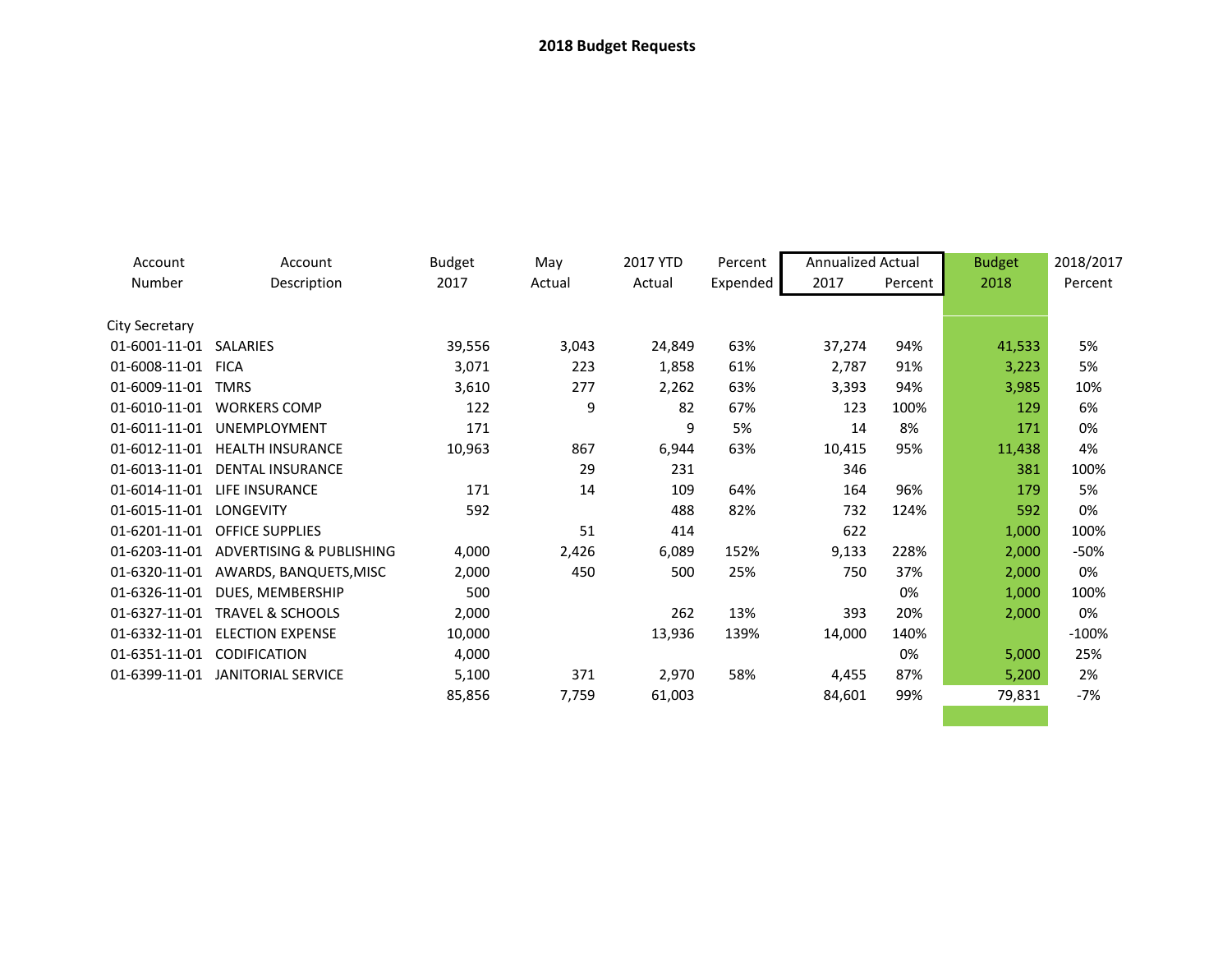**2018 Budget Requests**

| Account Number | Account Description | Budget 2017 | May Actual | 2017 YTD Actual | Percent Expended | Annualized Actual 2017 | Annualized Actual Percent | Budget 2018 | 2018/2017 Percent |
|---|---|---|---|---|---|---|---|---|---|
| City Secretary | | | | | | | | | |
| 01-6001-11-01 | SALARIES | 39,556 | 3,043 | 24,849 | 63% | 37,274 | 94% | 41,533 | 5% |
| 01-6008-11-01 | FICA | 3,071 | 223 | 1,858 | 61% | 2,787 | 91% | 3,223 | 5% |
| 01-6009-11-01 | TMRS | 3,610 | 277 | 2,262 | 63% | 3,393 | 94% | 3,985 | 10% |
| 01-6010-11-01 | WORKERS COMP | 122 | 9 | 82 | 67% | 123 | 100% | 129 | 6% |
| 01-6011-11-01 | UNEMPLOYMENT | 171 | | 9 | 5% | 14 | 8% | 171 | 0% |
| 01-6012-11-01 | HEALTH INSURANCE | 10,963 | 867 | 6,944 | 63% | 10,415 | 95% | 11,438 | 4% |
| 01-6013-11-01 | DENTAL INSURANCE | | 29 | 231 | | 346 | | 381 | 100% |
| 01-6014-11-01 | LIFE INSURANCE | 171 | 14 | 109 | 64% | 164 | 96% | 179 | 5% |
| 01-6015-11-01 | LONGEVITY | 592 | | 488 | 82% | 732 | 124% | 592 | 0% |
| 01-6201-11-01 | OFFICE SUPPLIES | | 51 | 414 | | 622 | | 1,000 | 100% |
| 01-6203-11-01 | ADVERTISING & PUBLISHING | 4,000 | 2,426 | 6,089 | 152% | 9,133 | 228% | 2,000 | -50% |
| 01-6320-11-01 | AWARDS, BANQUETS,MISC | 2,000 | 450 | 500 | 25% | 750 | 37% | 2,000 | 0% |
| 01-6326-11-01 | DUES, MEMBERSHIP | 500 | | | | | 0% | 1,000 | 100% |
| 01-6327-11-01 | TRAVEL & SCHOOLS | 2,000 | | 262 | 13% | 393 | 20% | 2,000 | 0% |
| 01-6332-11-01 | ELECTION EXPENSE | 10,000 | | 13,936 | 139% | 14,000 | 140% | | -100% |
| 01-6351-11-01 | CODIFICATION | 4,000 | | | | | 0% | 5,000 | 25% |
| 01-6399-11-01 | JANITORIAL SERVICE | 5,100 | 371 | 2,970 | 58% | 4,455 | 87% | 5,200 | 2% |
| | | 85,856 | 7,759 | 61,003 | | 84,601 | 99% | 79,831 | -7% |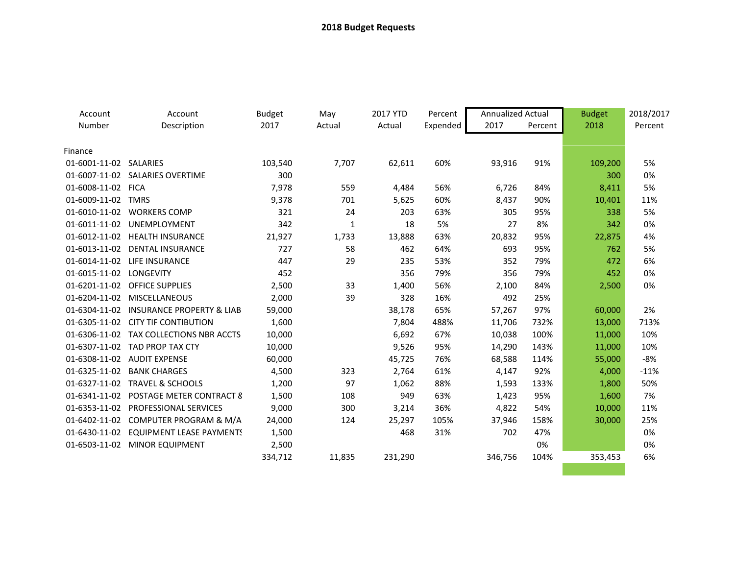# 2018 Budget Requests

| Account Number | Account Description | Budget 2017 | May Actual | 2017 YTD Actual | Percent Expended | Annualized Actual 2017 | Annualized Actual Percent | Budget 2018 | 2018/2017 Percent |
|---|---|---|---|---|---|---|---|---|---|
| Finance | | | | | | | | | |
| 01-6001-11-02 | SALARIES | 103,540 | 7,707 | 62,611 | 60% | 93,916 | 91% | 109,200 | 5% |
| 01-6007-11-02 | SALARIES OVERTIME | 300 | | | | | | 300 | 0% |
| 01-6008-11-02 | FICA | 7,978 | 559 | 4,484 | 56% | 6,726 | 84% | 8,411 | 5% |
| 01-6009-11-02 | TMRS | 9,378 | 701 | 5,625 | 60% | 8,437 | 90% | 10,401 | 11% |
| 01-6010-11-02 | WORKERS COMP | 321 | 24 | 203 | 63% | 305 | 95% | 338 | 5% |
| 01-6011-11-02 | UNEMPLOYMENT | 342 | 1 | 18 | 5% | 27 | 8% | 342 | 0% |
| 01-6012-11-02 | HEALTH INSURANCE | 21,927 | 1,733 | 13,888 | 63% | 20,832 | 95% | 22,875 | 4% |
| 01-6013-11-02 | DENTAL INSURANCE | 727 | 58 | 462 | 64% | 693 | 95% | 762 | 5% |
| 01-6014-11-02 | LIFE INSURANCE | 447 | 29 | 235 | 53% | 352 | 79% | 472 | 6% |
| 01-6015-11-02 | LONGEVITY | 452 | | 356 | 79% | 356 | 79% | 452 | 0% |
| 01-6201-11-02 | OFFICE SUPPLIES | 2,500 | 33 | 1,400 | 56% | 2,100 | 84% | 2,500 | 0% |
| 01-6204-11-02 | MISCELLANEOUS | 2,000 | 39 | 328 | 16% | 492 | 25% | | |
| 01-6304-11-02 | INSURANCE PROPERTY & LIAB | 59,000 | | 38,178 | 65% | 57,267 | 97% | 60,000 | 2% |
| 01-6305-11-02 | CITY TIF CONTIBUTION | 1,600 | | 7,804 | 488% | 11,706 | 732% | 13,000 | 713% |
| 01-6306-11-02 | TAX COLLECTIONS NBR ACCTS | 10,000 | | 6,692 | 67% | 10,038 | 100% | 11,000 | 10% |
| 01-6307-11-02 | TAD PROP TAX CTY | 10,000 | | 9,526 | 95% | 14,290 | 143% | 11,000 | 10% |
| 01-6308-11-02 | AUDIT EXPENSE | 60,000 | | 45,725 | 76% | 68,588 | 114% | 55,000 | -8% |
| 01-6325-11-02 | BANK CHARGES | 4,500 | 323 | 2,764 | 61% | 4,147 | 92% | 4,000 | -11% |
| 01-6327-11-02 | TRAVEL & SCHOOLS | 1,200 | 97 | 1,062 | 88% | 1,593 | 133% | 1,800 | 50% |
| 01-6341-11-02 | POSTAGE METER CONTRACT & | 1,500 | 108 | 949 | 63% | 1,423 | 95% | 1,600 | 7% |
| 01-6353-11-02 | PROFESSIONAL SERVICES | 9,000 | 300 | 3,214 | 36% | 4,822 | 54% | 10,000 | 11% |
| 01-6402-11-02 | COMPUTER PROGRAM & M/A | 24,000 | 124 | 25,297 | 105% | 37,946 | 158% | 30,000 | 25% |
| 01-6430-11-02 | EQUIPMENT LEASE PAYMENTS | 1,500 | | 468 | 31% | 702 | 47% | | 0% |
| 01-6503-11-02 | MINOR EQUIPMENT | 2,500 | | | | | 0% | | 0% |
| | | 334,712 | 11,835 | 231,290 | | 346,756 | 104% | 353,453 | 6% |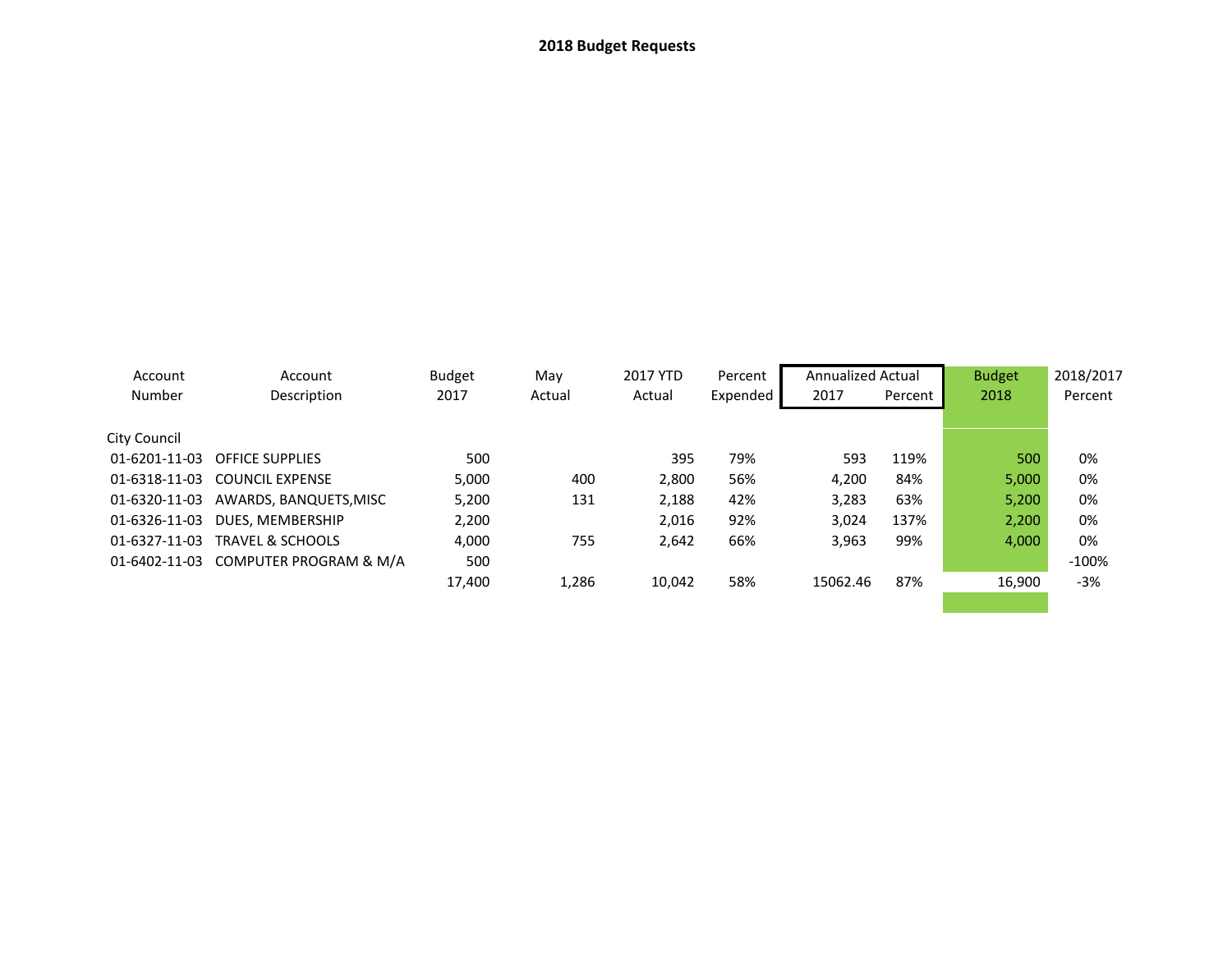## 2018 Budget Requests

| Account Number | Account Description | Budget 2017 | May Actual | 2017 YTD Actual | Percent Expended | Annualized Actual 2017 | Annualized Actual Percent | Budget 2018 | 2018/2017 Percent |
|---|---|---|---|---|---|---|---|---|---|
| City Council | | | | | | | | | |
| 01-6201-11-03 | OFFICE SUPPLIES | 500 | | 395 | 79% | 593 | 119% | 500 | 0% |
| 01-6318-11-03 | COUNCIL EXPENSE | 5,000 | 400 | 2,800 | 56% | 4,200 | 84% | 5,000 | 0% |
| 01-6320-11-03 | AWARDS, BANQUETS,MISC | 5,200 | 131 | 2,188 | 42% | 3,283 | 63% | 5,200 | 0% |
| 01-6326-11-03 | DUES, MEMBERSHIP | 2,200 | | 2,016 | 92% | 3,024 | 137% | 2,200 | 0% |
| 01-6327-11-03 | TRAVEL & SCHOOLS | 4,000 | 755 | 2,642 | 66% | 3,963 | 99% | 4,000 | 0% |
| 01-6402-11-03 | COMPUTER PROGRAM & M/A | 500 | | | | | | | -100% |
| | | 17,400 | 1,286 | 10,042 | 58% | 15062.46 | 87% | 16,900 | -3% |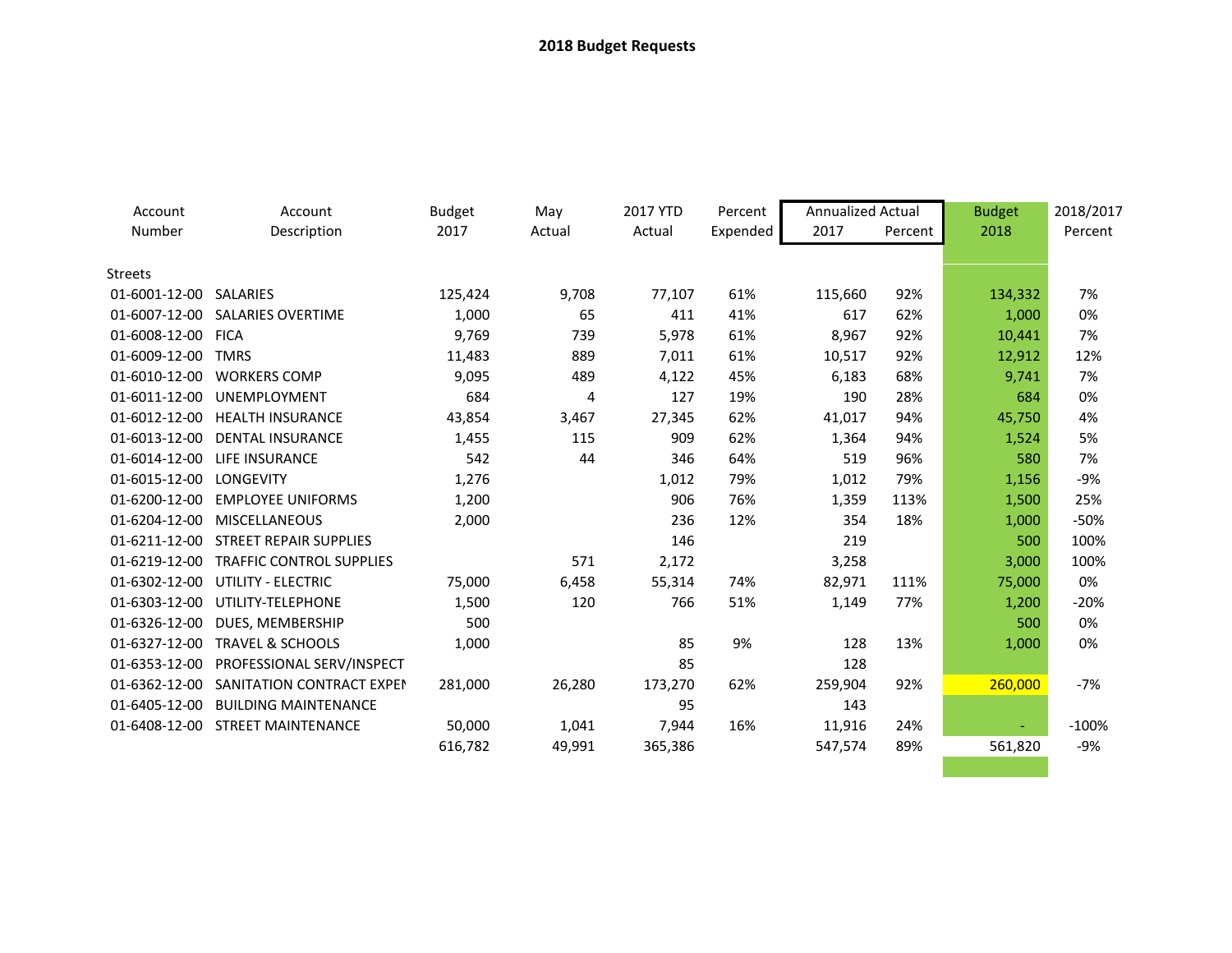## 2018 Budget Requests

| Account Number | Account Description | Budget 2017 | May Actual | 2017 YTD Actual | Percent Expended | Annualized Actual 2017 | Annualized Actual Percent | Budget 2018 | 2018/2017 Percent |
|---|---|---|---|---|---|---|---|---|---|
| Streets | | | | | | | | | |
| 01-6001-12-00 | SALARIES | 125,424 | 9,708 | 77,107 | 61% | 115,660 | 92% | 134,332 | 7% |
| 01-6007-12-00 | SALARIES OVERTIME | 1,000 | 65 | 411 | 41% | 617 | 62% | 1,000 | 0% |
| 01-6008-12-00 | FICA | 9,769 | 739 | 5,978 | 61% | 8,967 | 92% | 10,441 | 7% |
| 01-6009-12-00 | TMRS | 11,483 | 889 | 7,011 | 61% | 10,517 | 92% | 12,912 | 12% |
| 01-6010-12-00 | WORKERS COMP | 9,095 | 489 | 4,122 | 45% | 6,183 | 68% | 9,741 | 7% |
| 01-6011-12-00 | UNEMPLOYMENT | 684 | 4 | 127 | 19% | 190 | 28% | 684 | 0% |
| 01-6012-12-00 | HEALTH INSURANCE | 43,854 | 3,467 | 27,345 | 62% | 41,017 | 94% | 45,750 | 4% |
| 01-6013-12-00 | DENTAL INSURANCE | 1,455 | 115 | 909 | 62% | 1,364 | 94% | 1,524 | 5% |
| 01-6014-12-00 | LIFE INSURANCE | 542 | 44 | 346 | 64% | 519 | 96% | 580 | 7% |
| 01-6015-12-00 | LONGEVITY | 1,276 | | 1,012 | 79% | 1,012 | 79% | 1,156 | -9% |
| 01-6200-12-00 | EMPLOYEE UNIFORMS | 1,200 | | 906 | 76% | 1,359 | 113% | 1,500 | 25% |
| 01-6204-12-00 | MISCELLANEOUS | 2,000 | | 236 | 12% | 354 | 18% | 1,000 | -50% |
| 01-6211-12-00 | STREET REPAIR SUPPLIES | | | 146 | | 219 | | 500 | 100% |
| 01-6219-12-00 | TRAFFIC CONTROL SUPPLIES | | 571 | 2,172 | | 3,258 | | 3,000 | 100% |
| 01-6302-12-00 | UTILITY - ELECTRIC | 75,000 | 6,458 | 55,314 | 74% | 82,971 | 111% | 75,000 | 0% |
| 01-6303-12-00 | UTILITY-TELEPHONE | 1,500 | 120 | 766 | 51% | 1,149 | 77% | 1,200 | -20% |
| 01-6326-12-00 | DUES, MEMBERSHIP | 500 | | | | | | 500 | 0% |
| 01-6327-12-00 | TRAVEL & SCHOOLS | 1,000 | | 85 | 9% | 128 | 13% | 1,000 | 0% |
| 01-6353-12-00 | PROFESSIONAL SERV/INSPECT | | | 85 | | 128 | | | |
| 01-6362-12-00 | SANITATION CONTRACT EXPEN | 281,000 | 26,280 | 173,270 | 62% | 259,904 | 92% | 260,000 | -7% |
| 01-6405-12-00 | BUILDING MAINTENANCE | | | 95 | | 143 | | | |
| 01-6408-12-00 | STREET MAINTENANCE | 50,000 | 1,041 | 7,944 | 16% | 11,916 | 24% | - | -100% |
| | | 616,782 | 49,991 | 365,386 | | 547,574 | 89% | 561,820 | -9% |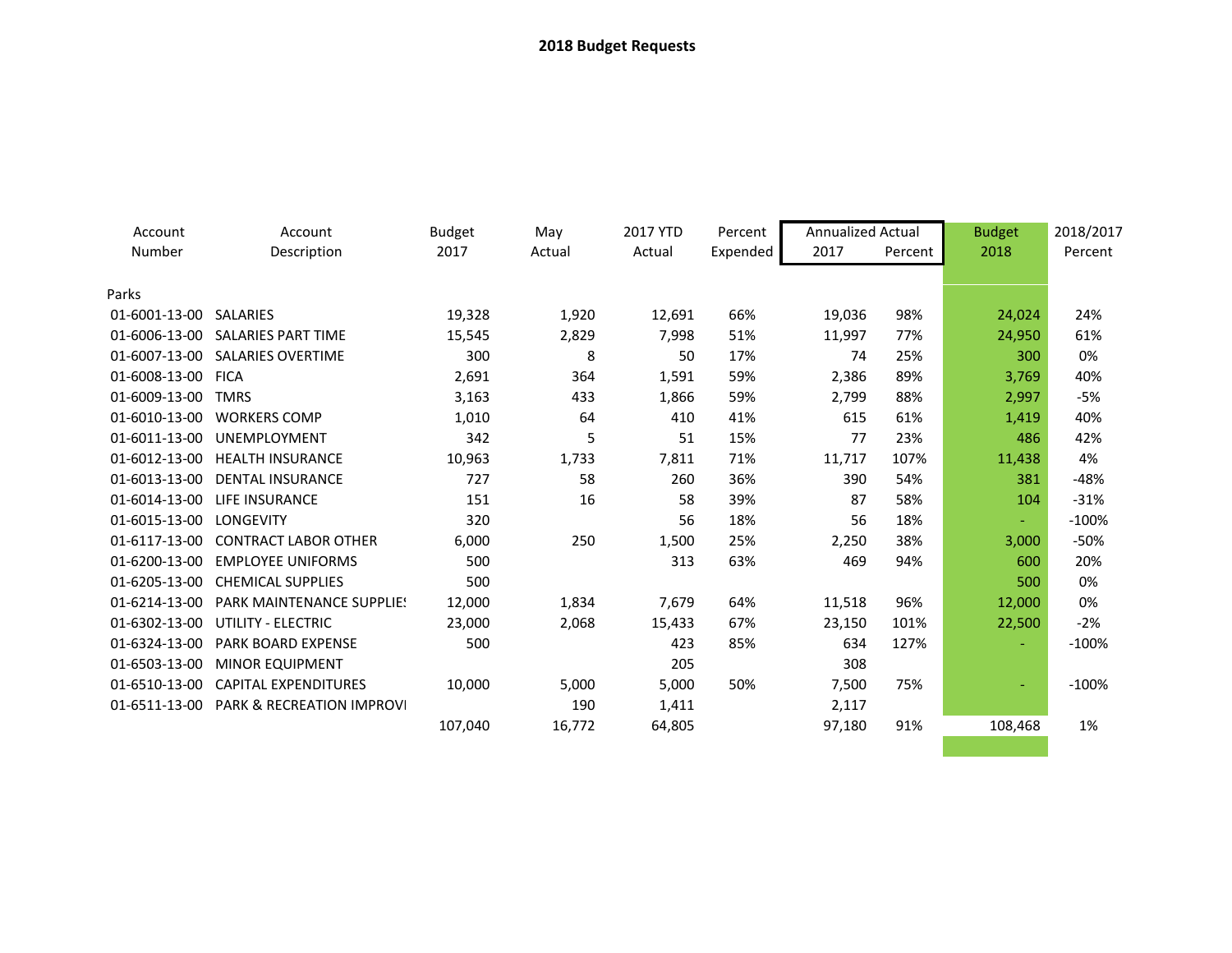**2018 Budget Requests**

| Account Number | Account Description | Budget 2017 | May Actual | 2017 YTD Actual | Percent Expended | Annualized Actual 2017 | Annualized Actual Percent | Budget 2018 | 2018/2017 Percent |
|---|---|---|---|---|---|---|---|---|---|
| Parks | | | | | | | | | |
| 01-6001-13-00 | SALARIES | 19,328 | 1,920 | 12,691 | 66% | 19,036 | 98% | 24,024 | 24% |
| 01-6006-13-00 | SALARIES PART TIME | 15,545 | 2,829 | 7,998 | 51% | 11,997 | 77% | 24,950 | 61% |
| 01-6007-13-00 | SALARIES OVERTIME | 300 | 8 | 50 | 17% | 74 | 25% | 300 | 0% |
| 01-6008-13-00 | FICA | 2,691 | 364 | 1,591 | 59% | 2,386 | 89% | 3,769 | 40% |
| 01-6009-13-00 | TMRS | 3,163 | 433 | 1,866 | 59% | 2,799 | 88% | 2,997 | -5% |
| 01-6010-13-00 | WORKERS COMP | 1,010 | 64 | 410 | 41% | 615 | 61% | 1,419 | 40% |
| 01-6011-13-00 | UNEMPLOYMENT | 342 | 5 | 51 | 15% | 77 | 23% | 486 | 42% |
| 01-6012-13-00 | HEALTH INSURANCE | 10,963 | 1,733 | 7,811 | 71% | 11,717 | 107% | 11,438 | 4% |
| 01-6013-13-00 | DENTAL INSURANCE | 727 | 58 | 260 | 36% | 390 | 54% | 381 | -48% |
| 01-6014-13-00 | LIFE INSURANCE | 151 | 16 | 58 | 39% | 87 | 58% | 104 | -31% |
| 01-6015-13-00 | LONGEVITY | 320 | | 56 | 18% | 56 | 18% | - | -100% |
| 01-6117-13-00 | CONTRACT LABOR OTHER | 6,000 | 250 | 1,500 | 25% | 2,250 | 38% | 3,000 | -50% |
| 01-6200-13-00 | EMPLOYEE UNIFORMS | 500 | | 313 | 63% | 469 | 94% | 600 | 20% |
| 01-6205-13-00 | CHEMICAL SUPPLIES | 500 | | | | | | 500 | 0% |
| 01-6214-13-00 | PARK MAINTENANCE SUPPLIE! | 12,000 | 1,834 | 7,679 | 64% | 11,518 | 96% | 12,000 | 0% |
| 01-6302-13-00 | UTILITY - ELECTRIC | 23,000 | 2,068 | 15,433 | 67% | 23,150 | 101% | 22,500 | -2% |
| 01-6324-13-00 | PARK BOARD EXPENSE | 500 | | 423 | 85% | 634 | 127% | - | -100% |
| 01-6503-13-00 | MINOR EQUIPMENT | | | 205 | | 308 | | | |
| 01-6510-13-00 | CAPITAL EXPENDITURES | 10,000 | 5,000 | 5,000 | 50% | 7,500 | 75% | - | -100% |
| 01-6511-13-00 | PARK & RECREATION IMPROVI | | 190 | 1,411 | | 2,117 | | | |
| | | 107,040 | 16,772 | 64,805 | | 97,180 | 91% | 108,468 | 1% |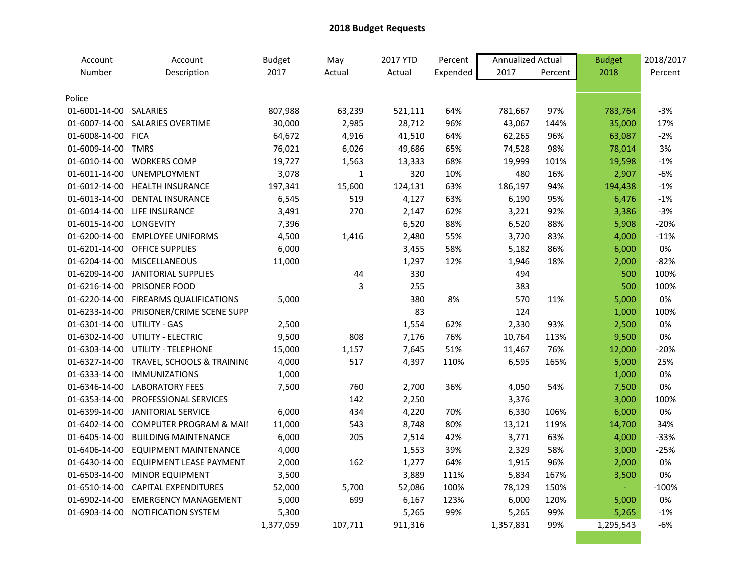**2018 Budget Requests**

| Account Number | Account Description | Budget 2017 | May Actual | 2017 YTD Actual | Percent Expended | Annualized Actual 2017 | Annualized Actual Percent | Budget 2018 | 2018/2017 Percent |
|---|---|---|---|---|---|---|---|---|---|
| Police | | | | | | | | | |
| 01-6001-14-00 | SALARIES | 807,988 | 63,239 | 521,111 | 64% | 781,667 | 97% | 783,764 | -3% |
| 01-6007-14-00 | SALARIES OVERTIME | 30,000 | 2,985 | 28,712 | 96% | 43,067 | 144% | 35,000 | 17% |
| 01-6008-14-00 | FICA | 64,672 | 4,916 | 41,510 | 64% | 62,265 | 96% | 63,087 | -2% |
| 01-6009-14-00 | TMRS | 76,021 | 6,026 | 49,686 | 65% | 74,528 | 98% | 78,014 | 3% |
| 01-6010-14-00 | WORKERS COMP | 19,727 | 1,563 | 13,333 | 68% | 19,999 | 101% | 19,598 | -1% |
| 01-6011-14-00 | UNEMPLOYMENT | 3,078 | 1 | 320 | 10% | 480 | 16% | 2,907 | -6% |
| 01-6012-14-00 | HEALTH INSURANCE | 197,341 | 15,600 | 124,131 | 63% | 186,197 | 94% | 194,438 | -1% |
| 01-6013-14-00 | DENTAL INSURANCE | 6,545 | 519 | 4,127 | 63% | 6,190 | 95% | 6,476 | -1% |
| 01-6014-14-00 | LIFE INSURANCE | 3,491 | 270 | 2,147 | 62% | 3,221 | 92% | 3,386 | -3% |
| 01-6015-14-00 | LONGEVITY | 7,396 | | 6,520 | 88% | 6,520 | 88% | 5,908 | -20% |
| 01-6200-14-00 | EMPLOYEE UNIFORMS | 4,500 | 1,416 | 2,480 | 55% | 3,720 | 83% | 4,000 | -11% |
| 01-6201-14-00 | OFFICE SUPPLIES | 6,000 | | 3,455 | 58% | 5,182 | 86% | 6,000 | 0% |
| 01-6204-14-00 | MISCELLANEOUS | 11,000 | | 1,297 | 12% | 1,946 | 18% | 2,000 | -82% |
| 01-6209-14-00 | JANITORIAL SUPPLIES | | 44 | 330 | | 494 | | 500 | 100% |
| 01-6216-14-00 | PRISONER FOOD | | 3 | 255 | | 383 | | 500 | 100% |
| 01-6220-14-00 | FIREARMS QUALIFICATIONS | 5,000 | | 380 | 8% | 570 | 11% | 5,000 | 0% |
| 01-6233-14-00 | PRISONER/CRIME SCENE SUPP | | | 83 | | 124 | | 1,000 | 100% |
| 01-6301-14-00 | UTILITY - GAS | 2,500 | | 1,554 | 62% | 2,330 | 93% | 2,500 | 0% |
| 01-6302-14-00 | UTILITY - ELECTRIC | 9,500 | 808 | 7,176 | 76% | 10,764 | 113% | 9,500 | 0% |
| 01-6303-14-00 | UTILITY - TELEPHONE | 15,000 | 1,157 | 7,645 | 51% | 11,467 | 76% | 12,000 | -20% |
| 01-6327-14-00 | TRAVEL, SCHOOLS & TRAINING | 4,000 | 517 | 4,397 | 110% | 6,595 | 165% | 5,000 | 25% |
| 01-6333-14-00 | IMMUNIZATIONS | 1,000 | | | | | | 1,000 | 0% |
| 01-6346-14-00 | LABORATORY FEES | 7,500 | 760 | 2,700 | 36% | 4,050 | 54% | 7,500 | 0% |
| 01-6353-14-00 | PROFESSIONAL SERVICES | | 142 | 2,250 | | 3,376 | | 3,000 | 100% |
| 01-6399-14-00 | JANITORIAL SERVICE | 6,000 | 434 | 4,220 | 70% | 6,330 | 106% | 6,000 | 0% |
| 01-6402-14-00 | COMPUTER PROGRAM & MAII | 11,000 | 543 | 8,748 | 80% | 13,121 | 119% | 14,700 | 34% |
| 01-6405-14-00 | BUILDING MAINTENANCE | 6,000 | 205 | 2,514 | 42% | 3,771 | 63% | 4,000 | -33% |
| 01-6406-14-00 | EQUIPMENT MAINTENANCE | 4,000 | | 1,553 | 39% | 2,329 | 58% | 3,000 | -25% |
| 01-6430-14-00 | EQUIPMENT LEASE PAYMENT | 2,000 | 162 | 1,277 | 64% | 1,915 | 96% | 2,000 | 0% |
| 01-6503-14-00 | MINOR EQUIPMENT | 3,500 | | 3,889 | 111% | 5,834 | 167% | 3,500 | 0% |
| 01-6510-14-00 | CAPITAL EXPENDITURES | 52,000 | 5,700 | 52,086 | 100% | 78,129 | 150% | - | -100% |
| 01-6902-14-00 | EMERGENCY MANAGEMENT | 5,000 | 699 | 6,167 | 123% | 6,000 | 120% | 5,000 | 0% |
| 01-6903-14-00 | NOTIFICATION SYSTEM | 5,300 | | 5,265 | 99% | 5,265 | 99% | 5,265 | -1% |
| | | 1,377,059 | 107,711 | 911,316 | | 1,357,831 | 99% | 1,295,543 | -6% |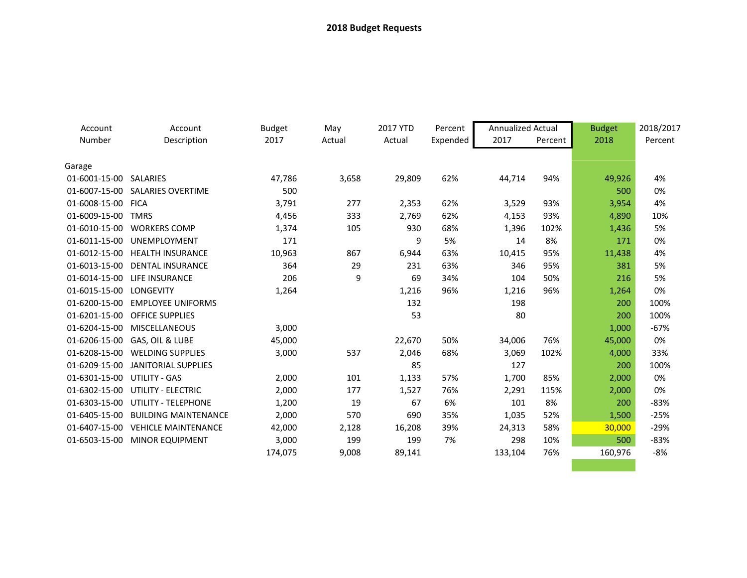**2018 Budget Requests**

| Account Number | Account Description | Budget 2017 | May Actual | 2017 YTD Actual | Percent Expended | Annualized Actual 2017 | Annualized Actual Percent | Budget 2018 | 2018/2017 Percent |
|---|---|---|---|---|---|---|---|---|---|
| Garage | | | | | | | | | |
| 01-6001-15-00 | SALARIES | 47,786 | 3,658 | 29,809 | 62% | 44,714 | 94% | 49,926 | 4% |
| 01-6007-15-00 | SALARIES OVERTIME | 500 | | | | | | 500 | 0% |
| 01-6008-15-00 | FICA | 3,791 | 277 | 2,353 | 62% | 3,529 | 93% | 3,954 | 4% |
| 01-6009-15-00 | TMRS | 4,456 | 333 | 2,769 | 62% | 4,153 | 93% | 4,890 | 10% |
| 01-6010-15-00 | WORKERS COMP | 1,374 | 105 | 930 | 68% | 1,396 | 102% | 1,436 | 5% |
| 01-6011-15-00 | UNEMPLOYMENT | 171 | | 9 | 5% | 14 | 8% | 171 | 0% |
| 01-6012-15-00 | HEALTH INSURANCE | 10,963 | 867 | 6,944 | 63% | 10,415 | 95% | 11,438 | 4% |
| 01-6013-15-00 | DENTAL INSURANCE | 364 | 29 | 231 | 63% | 346 | 95% | 381 | 5% |
| 01-6014-15-00 | LIFE INSURANCE | 206 | 9 | 69 | 34% | 104 | 50% | 216 | 5% |
| 01-6015-15-00 | LONGEVITY | 1,264 | | 1,216 | 96% | 1,216 | 96% | 1,264 | 0% |
| 01-6200-15-00 | EMPLOYEE UNIFORMS | | | 132 | | 198 | | 200 | 100% |
| 01-6201-15-00 | OFFICE SUPPLIES | | | 53 | | 80 | | 200 | 100% |
| 01-6204-15-00 | MISCELLANEOUS | 3,000 | | | | | | 1,000 | -67% |
| 01-6206-15-00 | GAS, OIL & LUBE | 45,000 | | 22,670 | 50% | 34,006 | 76% | 45,000 | 0% |
| 01-6208-15-00 | WELDING SUPPLIES | 3,000 | 537 | 2,046 | 68% | 3,069 | 102% | 4,000 | 33% |
| 01-6209-15-00 | JANITORIAL SUPPLIES | | | 85 | | 127 | | 200 | 100% |
| 01-6301-15-00 | UTILITY - GAS | 2,000 | 101 | 1,133 | 57% | 1,700 | 85% | 2,000 | 0% |
| 01-6302-15-00 | UTILITY - ELECTRIC | 2,000 | 177 | 1,527 | 76% | 2,291 | 115% | 2,000 | 0% |
| 01-6303-15-00 | UTILITY - TELEPHONE | 1,200 | 19 | 67 | 6% | 101 | 8% | 200 | -83% |
| 01-6405-15-00 | BUILDING MAINTENANCE | 2,000 | 570 | 690 | 35% | 1,035 | 52% | 1,500 | -25% |
| 01-6407-15-00 | VEHICLE MAINTENANCE | 42,000 | 2,128 | 16,208 | 39% | 24,313 | 58% | 30,000 | -29% |
| 01-6503-15-00 | MINOR EQUIPMENT | 3,000 | 199 | 199 | 7% | 298 | 10% | 500 | -83% |
| | | 174,075 | 9,008 | 89,141 | | 133,104 | 76% | 160,976 | -8% |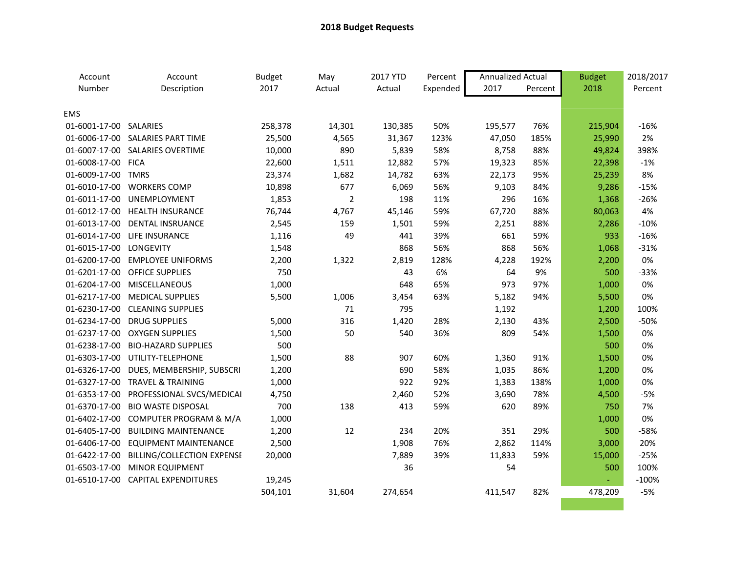**2018 Budget Requests**

| Account Number | Account Description | Budget 2017 | May Actual | 2017 YTD Actual | Percent Expended | Annualized Actual 2017 | Annualized Actual Percent | Budget 2018 | 2018/2017 Percent |
|---|---|---|---|---|---|---|---|---|---|
| EMS | | | | | | | | | |
| 01-6001-17-00 | SALARIES | 258,378 | 14,301 | 130,385 | 50% | 195,577 | 76% | 215,904 | -16% |
| 01-6006-17-00 | SALARIES PART TIME | 25,500 | 4,565 | 31,367 | 123% | 47,050 | 185% | 25,990 | 2% |
| 01-6007-17-00 | SALARIES OVERTIME | 10,000 | 890 | 5,839 | 58% | 8,758 | 88% | 49,824 | 398% |
| 01-6008-17-00 | FICA | 22,600 | 1,511 | 12,882 | 57% | 19,323 | 85% | 22,398 | -1% |
| 01-6009-17-00 | TMRS | 23,374 | 1,682 | 14,782 | 63% | 22,173 | 95% | 25,239 | 8% |
| 01-6010-17-00 | WORKERS COMP | 10,898 | 677 | 6,069 | 56% | 9,103 | 84% | 9,286 | -15% |
| 01-6011-17-00 | UNEMPLOYMENT | 1,853 | 2 | 198 | 11% | 296 | 16% | 1,368 | -26% |
| 01-6012-17-00 | HEALTH INSURANCE | 76,744 | 4,767 | 45,146 | 59% | 67,720 | 88% | 80,063 | 4% |
| 01-6013-17-00 | DENTAL INSRUANCE | 2,545 | 159 | 1,501 | 59% | 2,251 | 88% | 2,286 | -10% |
| 01-6014-17-00 | LIFE INSURANCE | 1,116 | 49 | 441 | 39% | 661 | 59% | 933 | -16% |
| 01-6015-17-00 | LONGEVITY | 1,548 | | 868 | 56% | 868 | 56% | 1,068 | -31% |
| 01-6200-17-00 | EMPLOYEE UNIFORMS | 2,200 | 1,322 | 2,819 | 128% | 4,228 | 192% | 2,200 | 0% |
| 01-6201-17-00 | OFFICE SUPPLIES | 750 | | 43 | 6% | 64 | 9% | 500 | -33% |
| 01-6204-17-00 | MISCELLANEOUS | 1,000 | | 648 | 65% | 973 | 97% | 1,000 | 0% |
| 01-6217-17-00 | MEDICAL SUPPLIES | 5,500 | 1,006 | 3,454 | 63% | 5,182 | 94% | 5,500 | 0% |
| 01-6230-17-00 | CLEANING SUPPLIES | | 71 | 795 | | 1,192 | | 1,200 | 100% |
| 01-6234-17-00 | DRUG SUPPLIES | 5,000 | 316 | 1,420 | 28% | 2,130 | 43% | 2,500 | -50% |
| 01-6237-17-00 | OXYGEN SUPPLIES | 1,500 | 50 | 540 | 36% | 809 | 54% | 1,500 | 0% |
| 01-6238-17-00 | BIO-HAZARD SUPPLIES | 500 | | | | | | 500 | 0% |
| 01-6303-17-00 | UTILITY-TELEPHONE | 1,500 | 88 | 907 | 60% | 1,360 | 91% | 1,500 | 0% |
| 01-6326-17-00 | DUES, MEMBERSHIP, SUBSCRI | 1,200 | | 690 | 58% | 1,035 | 86% | 1,200 | 0% |
| 01-6327-17-00 | TRAVEL & TRAINING | 1,000 | | 922 | 92% | 1,383 | 138% | 1,000 | 0% |
| 01-6353-17-00 | PROFESSIONAL SVCS/MEDICAI | 4,750 | | 2,460 | 52% | 3,690 | 78% | 4,500 | -5% |
| 01-6370-17-00 | BIO WASTE DISPOSAL | 700 | 138 | 413 | 59% | 620 | 89% | 750 | 7% |
| 01-6402-17-00 | COMPUTER PROGRAM & M/A | 1,000 | | | | | | 1,000 | 0% |
| 01-6405-17-00 | BUILDING MAINTENANCE | 1,200 | 12 | 234 | 20% | 351 | 29% | 500 | -58% |
| 01-6406-17-00 | EQUIPMENT MAINTENANCE | 2,500 | | 1,908 | 76% | 2,862 | 114% | 3,000 | 20% |
| 01-6422-17-00 | BILLING/COLLECTION EXPENSE | 20,000 | | 7,889 | 39% | 11,833 | 59% | 15,000 | -25% |
| 01-6503-17-00 | MINOR EQUIPMENT | | | 36 | | 54 | | 500 | 100% |
| 01-6510-17-00 | CAPITAL EXPENDITURES | 19,245 | | | | | | - | -100% |
| | | 504,101 | 31,604 | 274,654 | | 411,547 | 82% | 478,209 | -5% |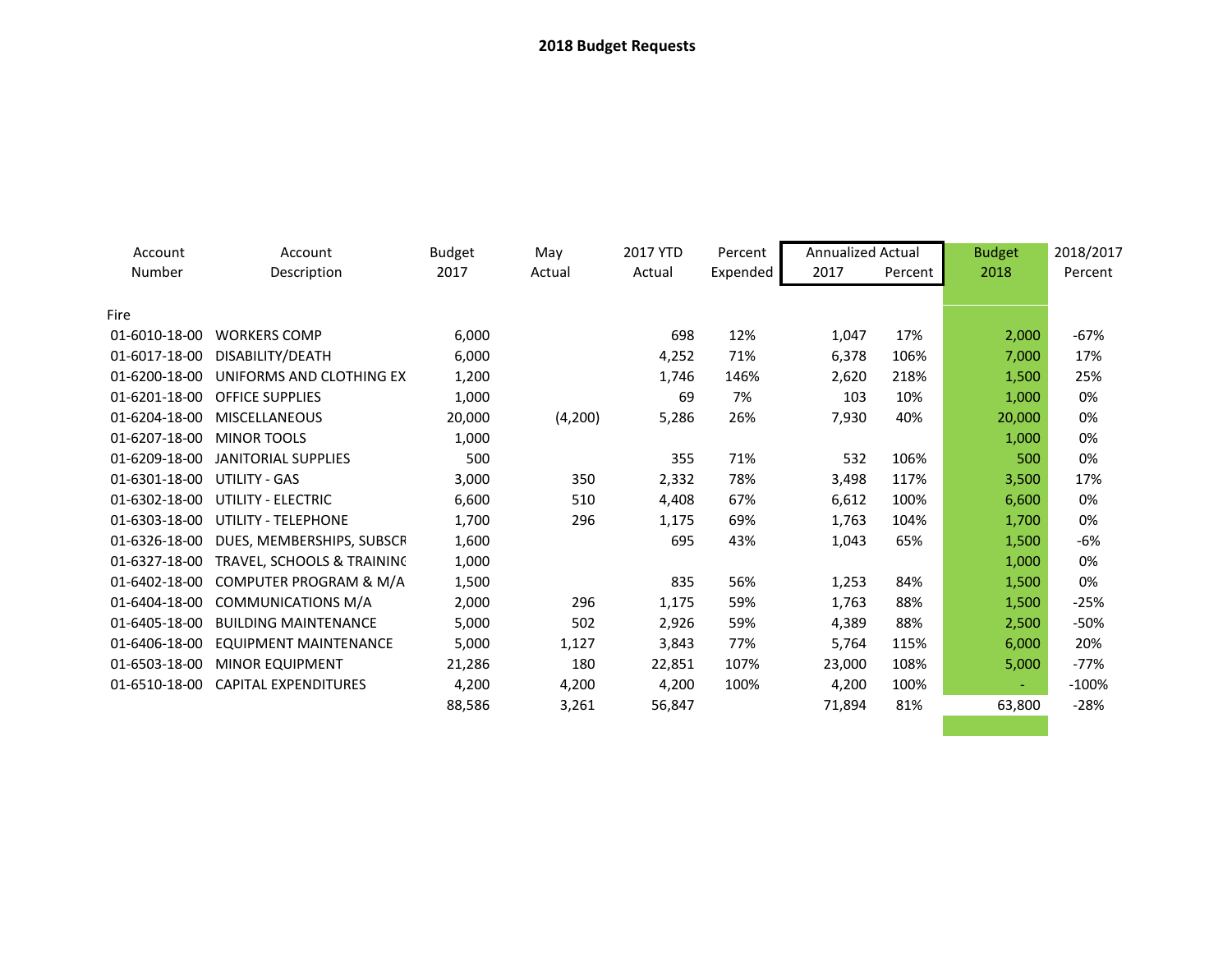## 2018 Budget Requests

| Account Number | Account Description | Budget 2017 | May Actual | 2017 YTD Actual | Percent Expended | Annualized Actual 2017 | Annualized Actual Percent | Budget 2018 | 2018/2017 Percent |
|---|---|---|---|---|---|---|---|---|---|
| Fire | | | | | | | | | |
| 01-6010-18-00 | WORKERS COMP | 6,000 | | 698 | 12% | 1,047 | 17% | 2,000 | -67% |
| 01-6017-18-00 | DISABILITY/DEATH | 6,000 | | 4,252 | 71% | 6,378 | 106% | 7,000 | 17% |
| 01-6200-18-00 | UNIFORMS AND CLOTHING EX | 1,200 | | 1,746 | 146% | 2,620 | 218% | 1,500 | 25% |
| 01-6201-18-00 | OFFICE SUPPLIES | 1,000 | | 69 | 7% | 103 | 10% | 1,000 | 0% |
| 01-6204-18-00 | MISCELLANEOUS | 20,000 | (4,200) | 5,286 | 26% | 7,930 | 40% | 20,000 | 0% |
| 01-6207-18-00 | MINOR TOOLS | 1,000 | | | | | | 1,000 | 0% |
| 01-6209-18-00 | JANITORIAL SUPPLIES | 500 | | 355 | 71% | 532 | 106% | 500 | 0% |
| 01-6301-18-00 | UTILITY - GAS | 3,000 | 350 | 2,332 | 78% | 3,498 | 117% | 3,500 | 17% |
| 01-6302-18-00 | UTILITY - ELECTRIC | 6,600 | 510 | 4,408 | 67% | 6,612 | 100% | 6,600 | 0% |
| 01-6303-18-00 | UTILITY - TELEPHONE | 1,700 | 296 | 1,175 | 69% | 1,763 | 104% | 1,700 | 0% |
| 01-6326-18-00 | DUES, MEMBERSHIPS, SUBSCR | 1,600 | | 695 | 43% | 1,043 | 65% | 1,500 | -6% |
| 01-6327-18-00 | TRAVEL, SCHOOLS & TRAININC | 1,000 | | | | | | 1,000 | 0% |
| 01-6402-18-00 | COMPUTER PROGRAM & M/A | 1,500 | | 835 | 56% | 1,253 | 84% | 1,500 | 0% |
| 01-6404-18-00 | COMMUNICATIONS M/A | 2,000 | 296 | 1,175 | 59% | 1,763 | 88% | 1,500 | -25% |
| 01-6405-18-00 | BUILDING MAINTENANCE | 5,000 | 502 | 2,926 | 59% | 4,389 | 88% | 2,500 | -50% |
| 01-6406-18-00 | EQUIPMENT MAINTENANCE | 5,000 | 1,127 | 3,843 | 77% | 5,764 | 115% | 6,000 | 20% |
| 01-6503-18-00 | MINOR EQUIPMENT | 21,286 | 180 | 22,851 | 107% | 23,000 | 108% | 5,000 | -77% |
| 01-6510-18-00 | CAPITAL EXPENDITURES | 4,200 | 4,200 | 4,200 | 100% | 4,200 | 100% | - | -100% |
| | | 88,586 | 3,261 | 56,847 | | 71,894 | 81% | 63,800 | -28% |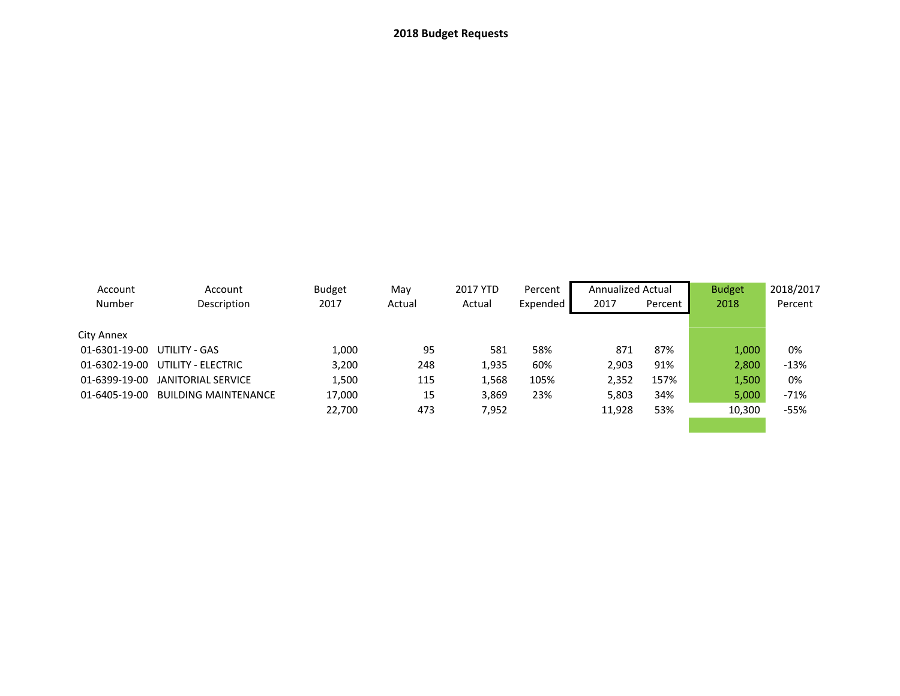**2018 Budget Requests**

| Account Number | Account Description | Budget 2017 | May Actual | 2017 YTD Actual | Percent Expended | Annualized Actual 2017 | Percent | Budget 2018 | 2018/2017 Percent |
|---|---|---|---|---|---|---|---|---|---|
| City Annex | | | | | | | | | |
| 01-6301-19-00 | UTILITY - GAS | 1,000 | 95 | 581 | 58% | 871 | 87% | 1,000 | 0% |
| 01-6302-19-00 | UTILITY - ELECTRIC | 3,200 | 248 | 1,935 | 60% | 2,903 | 91% | 2,800 | -13% |
| 01-6399-19-00 | JANITORIAL SERVICE | 1,500 | 115 | 1,568 | 105% | 2,352 | 157% | 1,500 | 0% |
| 01-6405-19-00 | BUILDING MAINTENANCE | 17,000 | 15 | 3,869 | 23% | 5,803 | 34% | 5,000 | -71% |
| | | 22,700 | 473 | 7,952 | | 11,928 | 53% | 10,300 | -55% |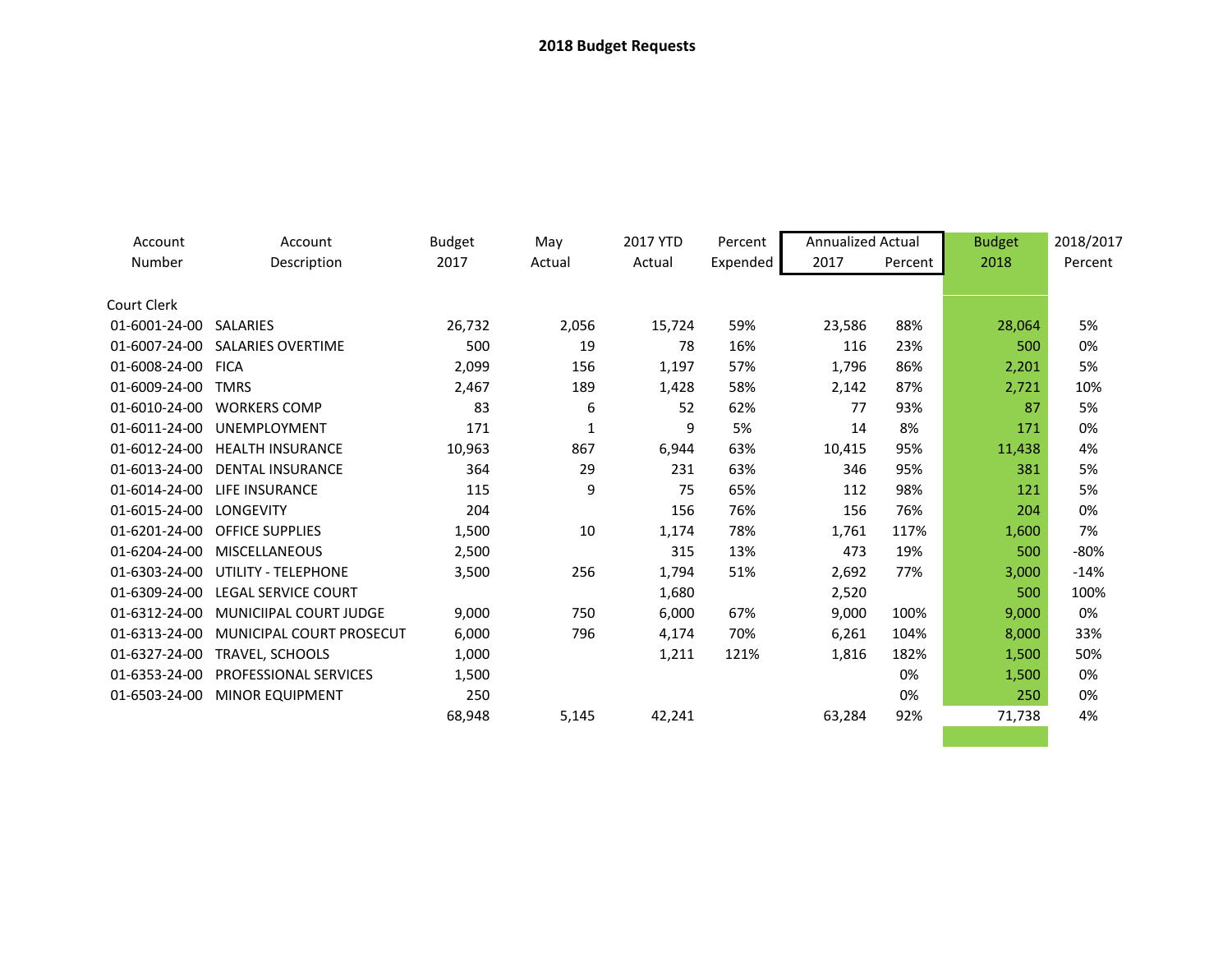## 2018 Budget Requests

| Account Number | Account Description | Budget 2017 | May Actual | 2017 YTD Actual | Percent Expended | Annualized Actual 2017 | Annualized Actual Percent | Budget 2018 | 2018/2017 Percent |
|---|---|---|---|---|---|---|---|---|---|
| Court Clerk | | | | | | | | | |
| 01-6001-24-00 | SALARIES | 26,732 | 2,056 | 15,724 | 59% | 23,586 | 88% | 28,064 | 5% |
| 01-6007-24-00 | SALARIES OVERTIME | 500 | 19 | 78 | 16% | 116 | 23% | 500 | 0% |
| 01-6008-24-00 | FICA | 2,099 | 156 | 1,197 | 57% | 1,796 | 86% | 2,201 | 5% |
| 01-6009-24-00 | TMRS | 2,467 | 189 | 1,428 | 58% | 2,142 | 87% | 2,721 | 10% |
| 01-6010-24-00 | WORKERS COMP | 83 | 6 | 52 | 62% | 77 | 93% | 87 | 5% |
| 01-6011-24-00 | UNEMPLOYMENT | 171 | 1 | 9 | 5% | 14 | 8% | 171 | 0% |
| 01-6012-24-00 | HEALTH INSURANCE | 10,963 | 867 | 6,944 | 63% | 10,415 | 95% | 11,438 | 4% |
| 01-6013-24-00 | DENTAL INSURANCE | 364 | 29 | 231 | 63% | 346 | 95% | 381 | 5% |
| 01-6014-24-00 | LIFE INSURANCE | 115 | 9 | 75 | 65% | 112 | 98% | 121 | 5% |
| 01-6015-24-00 | LONGEVITY | 204 | | 156 | 76% | 156 | 76% | 204 | 0% |
| 01-6201-24-00 | OFFICE SUPPLIES | 1,500 | 10 | 1,174 | 78% | 1,761 | 117% | 1,600 | 7% |
| 01-6204-24-00 | MISCELLANEOUS | 2,500 | | 315 | 13% | 473 | 19% | 500 | -80% |
| 01-6303-24-00 | UTILITY - TELEPHONE | 3,500 | 256 | 1,794 | 51% | 2,692 | 77% | 3,000 | -14% |
| 01-6309-24-00 | LEGAL SERVICE COURT | | | 1,680 | | 2,520 | | 500 | 100% |
| 01-6312-24-00 | MUNICIIPAL COURT JUDGE | 9,000 | 750 | 6,000 | 67% | 9,000 | 100% | 9,000 | 0% |
| 01-6313-24-00 | MUNICIPAL COURT PROSECUT | 6,000 | 796 | 4,174 | 70% | 6,261 | 104% | 8,000 | 33% |
| 01-6327-24-00 | TRAVEL, SCHOOLS | 1,000 | | 1,211 | 121% | 1,816 | 182% | 1,500 | 50% |
| 01-6353-24-00 | PROFESSIONAL SERVICES | 1,500 | | | | | 0% | 1,500 | 0% |
| 01-6503-24-00 | MINOR EQUIPMENT | 250 | | | | | 0% | 250 | 0% |
| | | 68,948 | 5,145 | 42,241 | | 63,284 | 92% | 71,738 | 4% |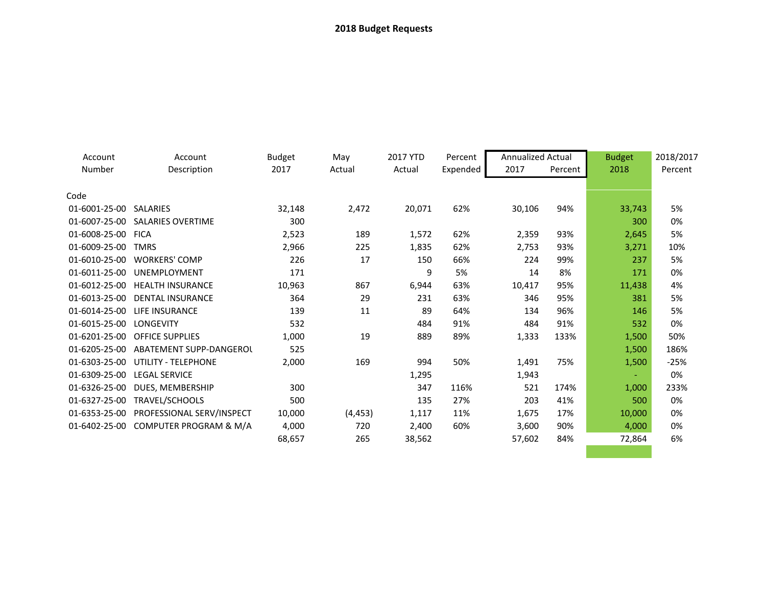**2018 Budget Requests**

| Account Number | Account Description | Budget 2017 | May Actual | 2017 YTD Actual | Percent Expended | Annualized Actual 2017 | Percent | Budget 2018 | 2018/2017 Percent |
|---|---|---|---|---|---|---|---|---|---|
| Code | | | | | | | | | |
| 01-6001-25-00 | SALARIES | 32,148 | 2,472 | 20,071 | 62% | 30,106 | 94% | 33,743 | 5% |
| 01-6007-25-00 | SALARIES OVERTIME | 300 | | | | | | 300 | 0% |
| 01-6008-25-00 | FICA | 2,523 | 189 | 1,572 | 62% | 2,359 | 93% | 2,645 | 5% |
| 01-6009-25-00 | TMRS | 2,966 | 225 | 1,835 | 62% | 2,753 | 93% | 3,271 | 10% |
| 01-6010-25-00 | WORKERS' COMP | 226 | 17 | 150 | 66% | 224 | 99% | 237 | 5% |
| 01-6011-25-00 | UNEMPLOYMENT | 171 | | 9 | 5% | 14 | 8% | 171 | 0% |
| 01-6012-25-00 | HEALTH INSURANCE | 10,963 | 867 | 6,944 | 63% | 10,417 | 95% | 11,438 | 4% |
| 01-6013-25-00 | DENTAL INSURANCE | 364 | 29 | 231 | 63% | 346 | 95% | 381 | 5% |
| 01-6014-25-00 | LIFE INSURANCE | 139 | 11 | 89 | 64% | 134 | 96% | 146 | 5% |
| 01-6015-25-00 | LONGEVITY | 532 | | 484 | 91% | 484 | 91% | 532 | 0% |
| 01-6201-25-00 | OFFICE SUPPLIES | 1,000 | 19 | 889 | 89% | 1,333 | 133% | 1,500 | 50% |
| 01-6205-25-00 | ABATEMENT SUPP-DANGEROU | 525 | | | | | | 1,500 | 186% |
| 01-6303-25-00 | UTILITY - TELEPHONE | 2,000 | 169 | 994 | 50% | 1,491 | 75% | 1,500 | -25% |
| 01-6309-25-00 | LEGAL SERVICE | | | 1,295 | | 1,943 | | - | 0% |
| 01-6326-25-00 | DUES, MEMBERSHIP | 300 | | 347 | 116% | 521 | 174% | 1,000 | 233% |
| 01-6327-25-00 | TRAVEL/SCHOOLS | 500 | | 135 | 27% | 203 | 41% | 500 | 0% |
| 01-6353-25-00 | PROFESSIONAL SERV/INSPECT | 10,000 | (4,453) | 1,117 | 11% | 1,675 | 17% | 10,000 | 0% |
| 01-6402-25-00 | COMPUTER PROGRAM & M/A | 4,000 | 720 | 2,400 | 60% | 3,600 | 90% | 4,000 | 0% |
| | | 68,657 | 265 | 38,562 | | 57,602 | 84% | 72,864 | 6% |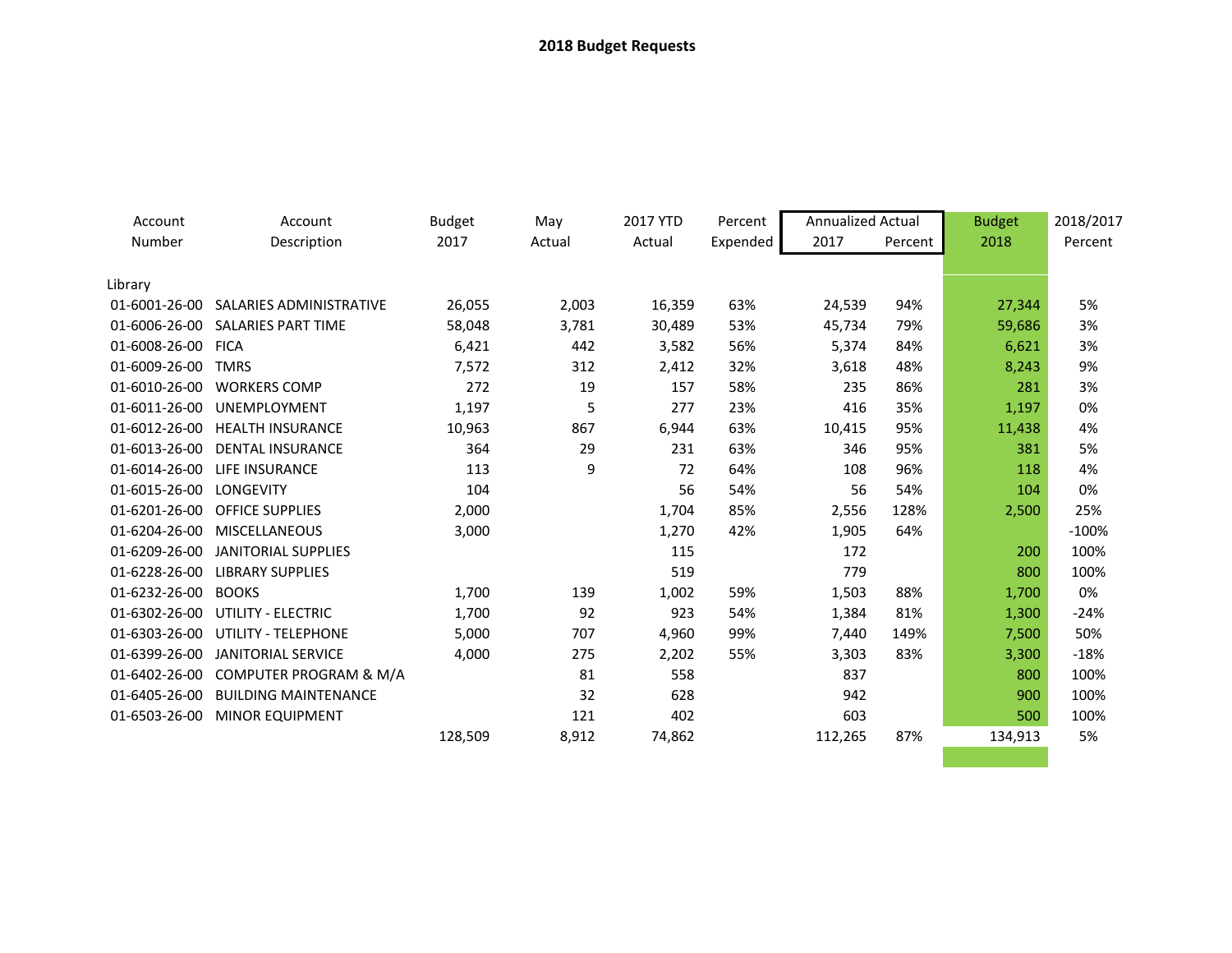# 2018 Budget Requests

| Account Number | Account Description | Budget 2017 | May Actual | 2017 YTD Actual | Percent Expended | Annualized Actual 2017 | Annualized Actual Percent | Budget 2018 | 2018/2017 Percent |
|---|---|---|---|---|---|---|---|---|---|
| Library | | | | | | | | | |
| 01-6001-26-00 | SALARIES ADMINISTRATIVE | 26,055 | 2,003 | 16,359 | 63% | 24,539 | 94% | 27,344 | 5% |
| 01-6006-26-00 | SALARIES PART TIME | 58,048 | 3,781 | 30,489 | 53% | 45,734 | 79% | 59,686 | 3% |
| 01-6008-26-00 | FICA | 6,421 | 442 | 3,582 | 56% | 5,374 | 84% | 6,621 | 3% |
| 01-6009-26-00 | TMRS | 7,572 | 312 | 2,412 | 32% | 3,618 | 48% | 8,243 | 9% |
| 01-6010-26-00 | WORKERS COMP | 272 | 19 | 157 | 58% | 235 | 86% | 281 | 3% |
| 01-6011-26-00 | UNEMPLOYMENT | 1,197 | 5 | 277 | 23% | 416 | 35% | 1,197 | 0% |
| 01-6012-26-00 | HEALTH INSURANCE | 10,963 | 867 | 6,944 | 63% | 10,415 | 95% | 11,438 | 4% |
| 01-6013-26-00 | DENTAL INSURANCE | 364 | 29 | 231 | 63% | 346 | 95% | 381 | 5% |
| 01-6014-26-00 | LIFE INSURANCE | 113 | 9 | 72 | 64% | 108 | 96% | 118 | 4% |
| 01-6015-26-00 | LONGEVITY | 104 | | 56 | 54% | 56 | 54% | 104 | 0% |
| 01-6201-26-00 | OFFICE SUPPLIES | 2,000 | | 1,704 | 85% | 2,556 | 128% | 2,500 | 25% |
| 01-6204-26-00 | MISCELLANEOUS | 3,000 | | 1,270 | 42% | 1,905 | 64% | | -100% |
| 01-6209-26-00 | JANITORIAL SUPPLIES | | | 115 | | 172 | | 200 | 100% |
| 01-6228-26-00 | LIBRARY SUPPLIES | | | 519 | | 779 | | 800 | 100% |
| 01-6232-26-00 | BOOKS | 1,700 | 139 | 1,002 | 59% | 1,503 | 88% | 1,700 | 0% |
| 01-6302-26-00 | UTILITY - ELECTRIC | 1,700 | 92 | 923 | 54% | 1,384 | 81% | 1,300 | -24% |
| 01-6303-26-00 | UTILITY - TELEPHONE | 5,000 | 707 | 4,960 | 99% | 7,440 | 149% | 7,500 | 50% |
| 01-6399-26-00 | JANITORIAL SERVICE | 4,000 | 275 | 2,202 | 55% | 3,303 | 83% | 3,300 | -18% |
| 01-6402-26-00 | COMPUTER PROGRAM & M/A | | 81 | 558 | | 837 | | 800 | 100% |
| 01-6405-26-00 | BUILDING MAINTENANCE | | 32 | 628 | | 942 | | 900 | 100% |
| 01-6503-26-00 | MINOR EQUIPMENT | | 121 | 402 | | 603 | | 500 | 100% |
| | | 128,509 | 8,912 | 74,862 | | 112,265 | 87% | 134,913 | 5% |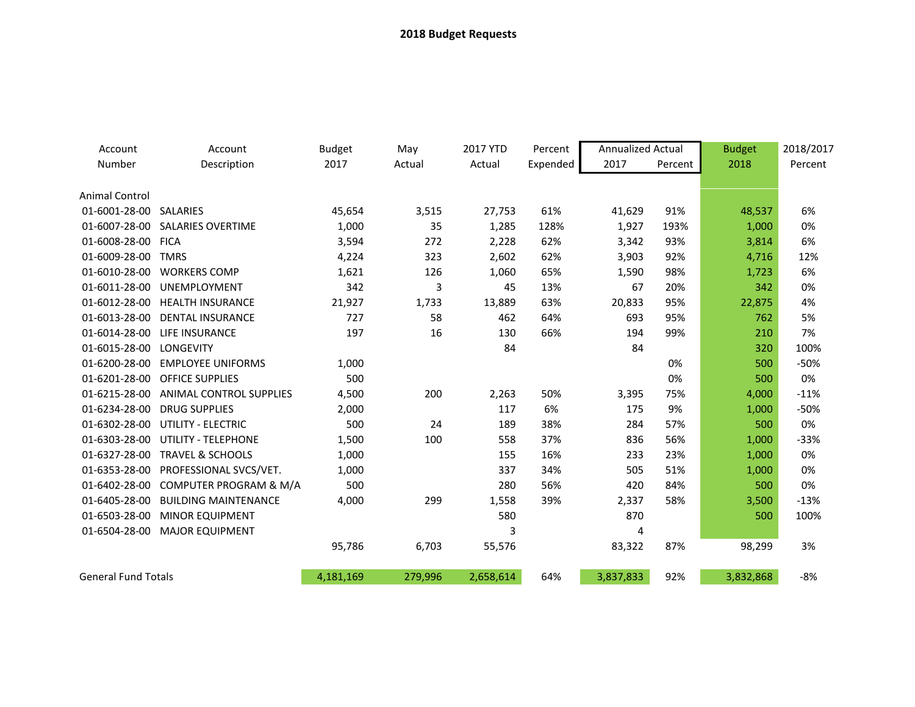## 2018 Budget Requests

| Account Number | Account Description | Budget 2017 | May Actual | 2017 YTD Actual | Percent Expended | Annualized Actual 2017 | Annualized Actual Percent | Budget 2018 | 2018/2017 Percent |
|---|---|---|---|---|---|---|---|---|---|
| Animal Control | | | | | | | | | |
| 01-6001-28-00 | SALARIES | 45,654 | 3,515 | 27,753 | 61% | 41,629 | 91% | 48,537 | 6% |
| 01-6007-28-00 | SALARIES OVERTIME | 1,000 | 35 | 1,285 | 128% | 1,927 | 193% | 1,000 | 0% |
| 01-6008-28-00 | FICA | 3,594 | 272 | 2,228 | 62% | 3,342 | 93% | 3,814 | 6% |
| 01-6009-28-00 | TMRS | 4,224 | 323 | 2,602 | 62% | 3,903 | 92% | 4,716 | 12% |
| 01-6010-28-00 | WORKERS COMP | 1,621 | 126 | 1,060 | 65% | 1,590 | 98% | 1,723 | 6% |
| 01-6011-28-00 | UNEMPLOYMENT | 342 | 3 | 45 | 13% | 67 | 20% | 342 | 0% |
| 01-6012-28-00 | HEALTH INSURANCE | 21,927 | 1,733 | 13,889 | 63% | 20,833 | 95% | 22,875 | 4% |
| 01-6013-28-00 | DENTAL INSURANCE | 727 | 58 | 462 | 64% | 693 | 95% | 762 | 5% |
| 01-6014-28-00 | LIFE INSURANCE | 197 | 16 | 130 | 66% | 194 | 99% | 210 | 7% |
| 01-6015-28-00 | LONGEVITY | | | 84 | | 84 | | 320 | 100% |
| 01-6200-28-00 | EMPLOYEE UNIFORMS | 1,000 | | | | | 0% | 500 | -50% |
| 01-6201-28-00 | OFFICE SUPPLIES | 500 | | | | | 0% | 500 | 0% |
| 01-6215-28-00 | ANIMAL CONTROL SUPPLIES | 4,500 | 200 | 2,263 | 50% | 3,395 | 75% | 4,000 | -11% |
| 01-6234-28-00 | DRUG SUPPLIES | 2,000 | | 117 | 6% | 175 | 9% | 1,000 | -50% |
| 01-6302-28-00 | UTILITY - ELECTRIC | 500 | 24 | 189 | 38% | 284 | 57% | 500 | 0% |
| 01-6303-28-00 | UTILITY - TELEPHONE | 1,500 | 100 | 558 | 37% | 836 | 56% | 1,000 | -33% |
| 01-6327-28-00 | TRAVEL & SCHOOLS | 1,000 | | 155 | 16% | 233 | 23% | 1,000 | 0% |
| 01-6353-28-00 | PROFESSIONAL SVCS/VET. | 1,000 | | 337 | 34% | 505 | 51% | 1,000 | 0% |
| 01-6402-28-00 | COMPUTER PROGRAM & M/A | 500 | | 280 | 56% | 420 | 84% | 500 | 0% |
| 01-6405-28-00 | BUILDING MAINTENANCE | 4,000 | 299 | 1,558 | 39% | 2,337 | 58% | 3,500 | -13% |
| 01-6503-28-00 | MINOR EQUIPMENT | | | 580 | | 870 | | 500 | 100% |
| 01-6504-28-00 | MAJOR EQUIPMENT | | | 3 | | 4 | | | |
| | | 95,786 | 6,703 | 55,576 | | 83,322 | 87% | 98,299 | 3% |
| General Fund Totals | | 4,181,169 | 279,996 | 2,658,614 | 64% | 3,837,833 | 92% | 3,832,868 | -8% |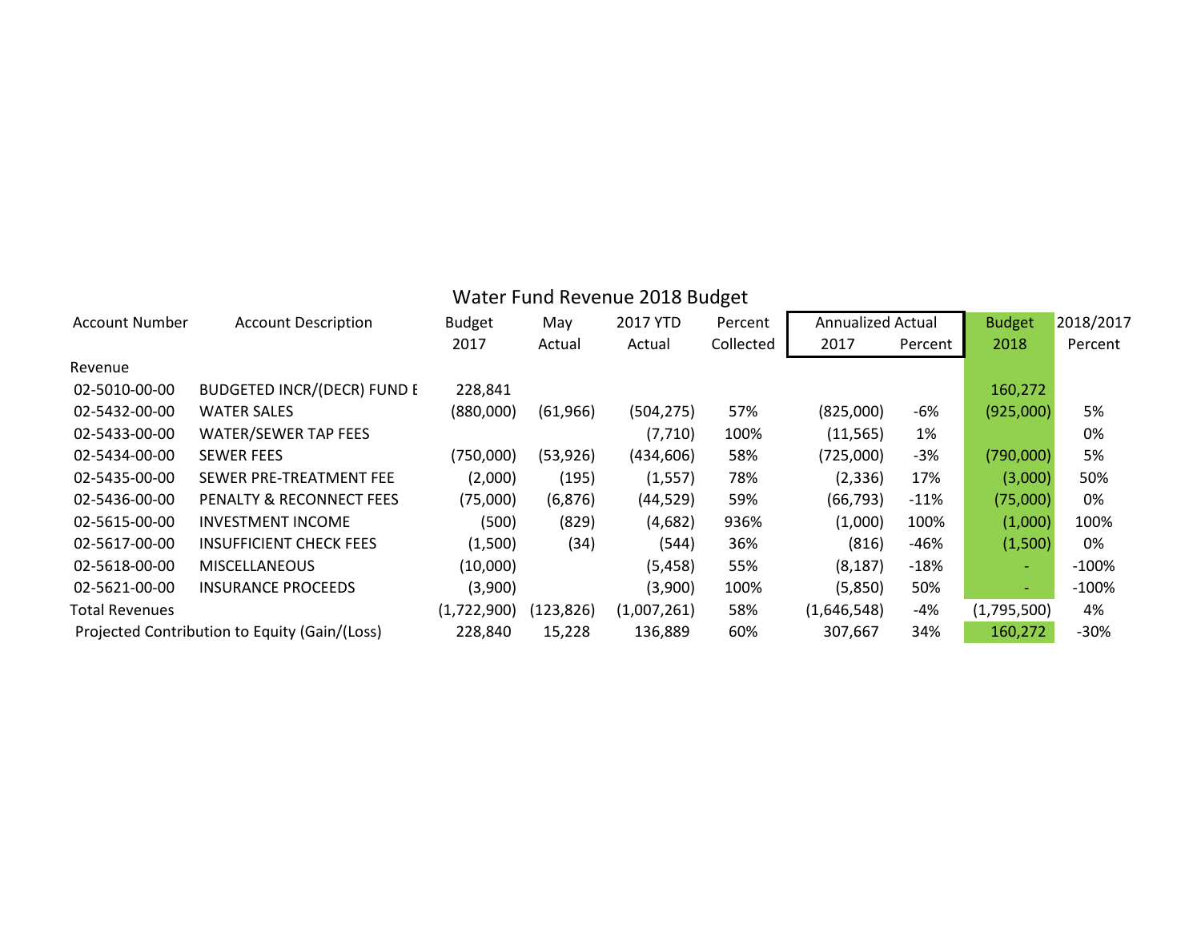## Water Fund Revenue 2018 Budget

| Account Number | Account Description | Budget 2017 | May Actual | 2017 YTD Actual | Percent Collected | Annualized Actual 2017 | Annualized Actual Percent | Budget 2018 | 2018/2017 Percent |
|---|---|---|---|---|---|---|---|---|---|
| Revenue | | | | | | | | | |
| 02-5010-00-00 | BUDGETED INCR/(DECR) FUND E | 228,841 | | | | | | 160,272 | |
| 02-5432-00-00 | WATER SALES | (880,000) | (61,966) | (504,275) | 57% | (825,000) | -6% | (925,000) | 5% |
| 02-5433-00-00 | WATER/SEWER TAP FEES | | | (7,710) | 100% | (11,565) | 1% | | 0% |
| 02-5434-00-00 | SEWER FEES | (750,000) | (53,926) | (434,606) | 58% | (725,000) | -3% | (790,000) | 5% |
| 02-5435-00-00 | SEWER PRE-TREATMENT FEE | (2,000) | (195) | (1,557) | 78% | (2,336) | 17% | (3,000) | 50% |
| 02-5436-00-00 | PENALTY & RECONNECT FEES | (75,000) | (6,876) | (44,529) | 59% | (66,793) | -11% | (75,000) | 0% |
| 02-5615-00-00 | INVESTMENT INCOME | (500) | (829) | (4,682) | 936% | (1,000) | 100% | (1,000) | 100% |
| 02-5617-00-00 | INSUFFICIENT CHECK FEES | (1,500) | (34) | (544) | 36% | (816) | -46% | (1,500) | 0% |
| 02-5618-00-00 | MISCELLANEOUS | (10,000) | | (5,458) | 55% | (8,187) | -18% | - | -100% |
| 02-5621-00-00 | INSURANCE PROCEEDS | (3,900) | | (3,900) | 100% | (5,850) | 50% | - | -100% |
| Total Revenues | | (1,722,900) | (123,826) | (1,007,261) | 58% | (1,646,548) | -4% | (1,795,500) | 4% |
| Projected Contribution to Equity (Gain/(Loss) | | 228,840 | 15,228 | 136,889 | 60% | 307,667 | 34% | 160,272 | -30% |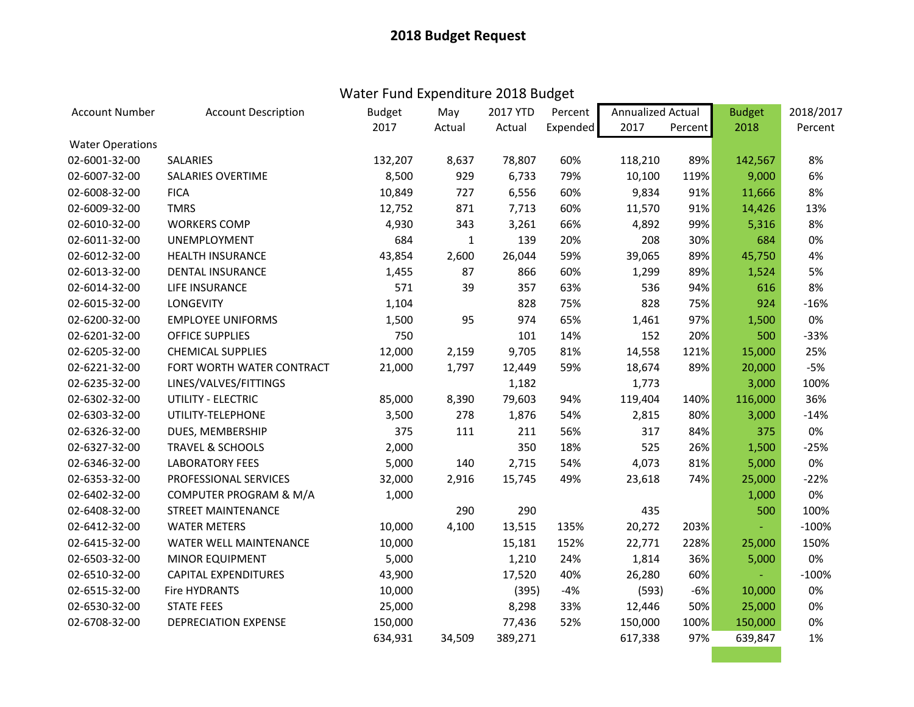# 2018 Budget Request

## Water Fund Expenditure 2018 Budget

| Account Number | Account Description | Budget 2017 | May Actual | 2017 YTD Actual | Percent Expended | Annualized Actual 2017 | Annualized Actual Percent | Budget 2018 | 2018/2017 Percent |
|---|---|---|---|---|---|---|---|---|---|
| Water Operations | | | | | | | | | |
| 02-6001-32-00 | SALARIES | 132,207 | 8,637 | 78,807 | 60% | 118,210 | 89% | 142,567 | 8% |
| 02-6007-32-00 | SALARIES OVERTIME | 8,500 | 929 | 6,733 | 79% | 10,100 | 119% | 9,000 | 6% |
| 02-6008-32-00 | FICA | 10,849 | 727 | 6,556 | 60% | 9,834 | 91% | 11,666 | 8% |
| 02-6009-32-00 | TMRS | 12,752 | 871 | 7,713 | 60% | 11,570 | 91% | 14,426 | 13% |
| 02-6010-32-00 | WORKERS COMP | 4,930 | 343 | 3,261 | 66% | 4,892 | 99% | 5,316 | 8% |
| 02-6011-32-00 | UNEMPLOYMENT | 684 | 1 | 139 | 20% | 208 | 30% | 684 | 0% |
| 02-6012-32-00 | HEALTH INSURANCE | 43,854 | 2,600 | 26,044 | 59% | 39,065 | 89% | 45,750 | 4% |
| 02-6013-32-00 | DENTAL INSURANCE | 1,455 | 87 | 866 | 60% | 1,299 | 89% | 1,524 | 5% |
| 02-6014-32-00 | LIFE INSURANCE | 571 | 39 | 357 | 63% | 536 | 94% | 616 | 8% |
| 02-6015-32-00 | LONGEVITY | 1,104 | | 828 | 75% | 828 | 75% | 924 | -16% |
| 02-6200-32-00 | EMPLOYEE UNIFORMS | 1,500 | 95 | 974 | 65% | 1,461 | 97% | 1,500 | 0% |
| 02-6201-32-00 | OFFICE SUPPLIES | 750 | | 101 | 14% | 152 | 20% | 500 | -33% |
| 02-6205-32-00 | CHEMICAL SUPPLIES | 12,000 | 2,159 | 9,705 | 81% | 14,558 | 121% | 15,000 | 25% |
| 02-6221-32-00 | FORT WORTH WATER CONTRACT | 21,000 | 1,797 | 12,449 | 59% | 18,674 | 89% | 20,000 | -5% |
| 02-6235-32-00 | LINES/VALVES/FITTINGS | | | 1,182 | | 1,773 | | 3,000 | 100% |
| 02-6302-32-00 | UTILITY - ELECTRIC | 85,000 | 8,390 | 79,603 | 94% | 119,404 | 140% | 116,000 | 36% |
| 02-6303-32-00 | UTILITY-TELEPHONE | 3,500 | 278 | 1,876 | 54% | 2,815 | 80% | 3,000 | -14% |
| 02-6326-32-00 | DUES, MEMBERSHIP | 375 | 111 | 211 | 56% | 317 | 84% | 375 | 0% |
| 02-6327-32-00 | TRAVEL & SCHOOLS | 2,000 | | 350 | 18% | 525 | 26% | 1,500 | -25% |
| 02-6346-32-00 | LABORATORY FEES | 5,000 | 140 | 2,715 | 54% | 4,073 | 81% | 5,000 | 0% |
| 02-6353-32-00 | PROFESSIONAL SERVICES | 32,000 | 2,916 | 15,745 | 49% | 23,618 | 74% | 25,000 | -22% |
| 02-6402-32-00 | COMPUTER PROGRAM & M/A | 1,000 | | | | | | 1,000 | 0% |
| 02-6408-32-00 | STREET MAINTENANCE | | 290 | 290 | | 435 | | 500 | 100% |
| 02-6412-32-00 | WATER METERS | 10,000 | 4,100 | 13,515 | 135% | 20,272 | 203% | - | -100% |
| 02-6415-32-00 | WATER WELL MAINTENANCE | 10,000 | | 15,181 | 152% | 22,771 | 228% | 25,000 | 150% |
| 02-6503-32-00 | MINOR EQUIPMENT | 5,000 | | 1,210 | 24% | 1,814 | 36% | 5,000 | 0% |
| 02-6510-32-00 | CAPITAL EXPENDITURES | 43,900 | | 17,520 | 40% | 26,280 | 60% | - | -100% |
| 02-6515-32-00 | Fire HYDRANTS | 10,000 | | (395) | -4% | (593) | -6% | 10,000 | 0% |
| 02-6530-32-00 | STATE FEES | 25,000 | | 8,298 | 33% | 12,446 | 50% | 25,000 | 0% |
| 02-6708-32-00 | DEPRECIATION EXPENSE | 150,000 | | 77,436 | 52% | 150,000 | 100% | 150,000 | 0% |
| | | 634,931 | 34,509 | 389,271 | | 617,338 | 97% | 639,847 | 1% |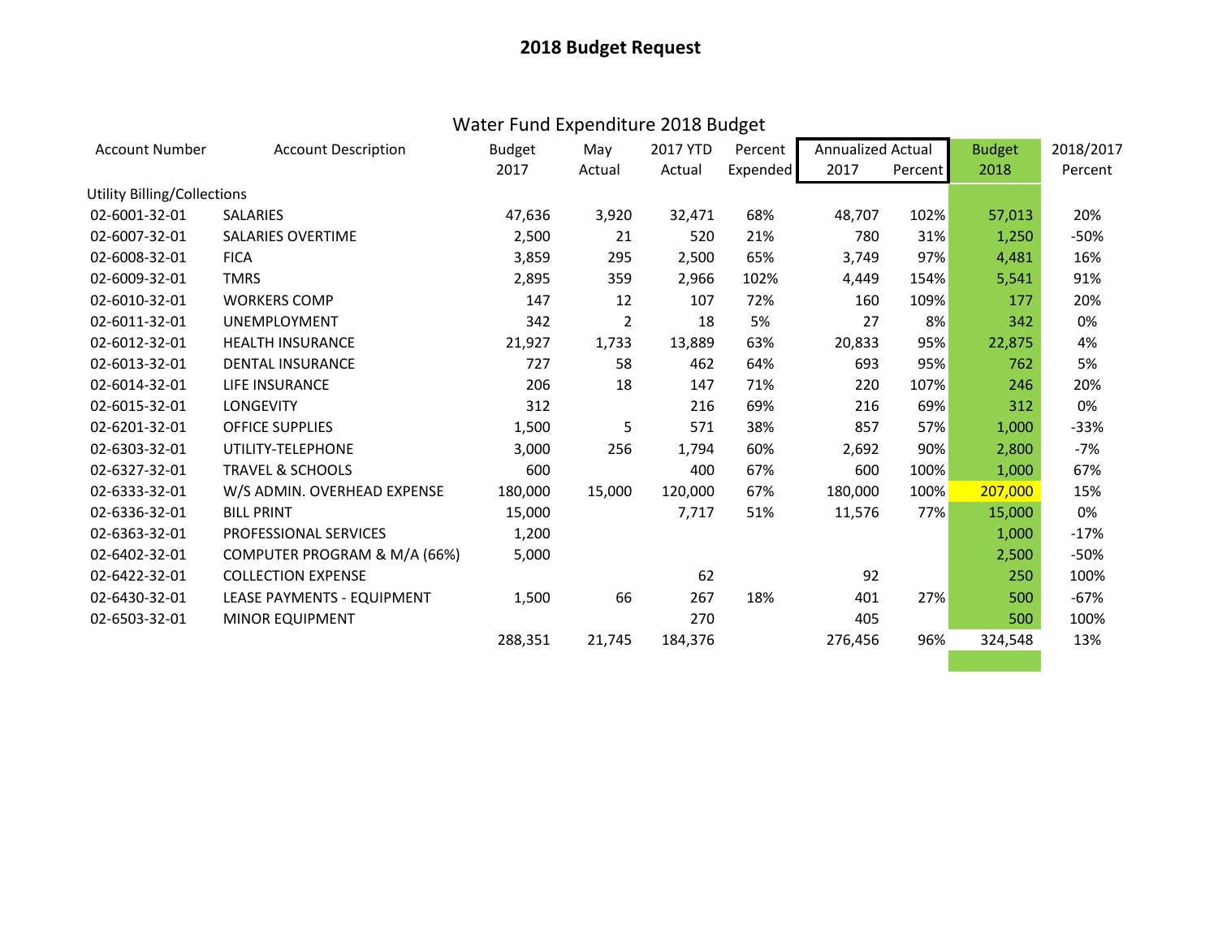# 2018 Budget Request

## Water Fund Expenditure 2018 Budget

| Account Number | Account Description | Budget 2017 | May Actual | 2017 YTD Actual | Percent Expended | Annualized Actual 2017 | Annualized Actual Percent | Budget 2018 | 2018/2017 Percent |
|---|---|---|---|---|---|---|---|---|---|
| Utility Billing/Collections | | | | | | | | | |
| 02-6001-32-01 | SALARIES | 47,636 | 3,920 | 32,471 | 68% | 48,707 | 102% | 57,013 | 20% |
| 02-6007-32-01 | SALARIES OVERTIME | 2,500 | 21 | 520 | 21% | 780 | 31% | 1,250 | -50% |
| 02-6008-32-01 | FICA | 3,859 | 295 | 2,500 | 65% | 3,749 | 97% | 4,481 | 16% |
| 02-6009-32-01 | TMRS | 2,895 | 359 | 2,966 | 102% | 4,449 | 154% | 5,541 | 91% |
| 02-6010-32-01 | WORKERS COMP | 147 | 12 | 107 | 72% | 160 | 109% | 177 | 20% |
| 02-6011-32-01 | UNEMPLOYMENT | 342 | 2 | 18 | 5% | 27 | 8% | 342 | 0% |
| 02-6012-32-01 | HEALTH INSURANCE | 21,927 | 1,733 | 13,889 | 63% | 20,833 | 95% | 22,875 | 4% |
| 02-6013-32-01 | DENTAL INSURANCE | 727 | 58 | 462 | 64% | 693 | 95% | 762 | 5% |
| 02-6014-32-01 | LIFE INSURANCE | 206 | 18 | 147 | 71% | 220 | 107% | 246 | 20% |
| 02-6015-32-01 | LONGEVITY | 312 | | 216 | 69% | 216 | 69% | 312 | 0% |
| 02-6201-32-01 | OFFICE SUPPLIES | 1,500 | 5 | 571 | 38% | 857 | 57% | 1,000 | -33% |
| 02-6303-32-01 | UTILITY-TELEPHONE | 3,000 | 256 | 1,794 | 60% | 2,692 | 90% | 2,800 | -7% |
| 02-6327-32-01 | TRAVEL & SCHOOLS | 600 | | 400 | 67% | 600 | 100% | 1,000 | 67% |
| 02-6333-32-01 | W/S ADMIN. OVERHEAD EXPENSE | 180,000 | 15,000 | 120,000 | 67% | 180,000 | 100% | 207,000 | 15% |
| 02-6336-32-01 | BILL PRINT | 15,000 | | 7,717 | 51% | 11,576 | 77% | 15,000 | 0% |
| 02-6363-32-01 | PROFESSIONAL SERVICES | 1,200 | | | | | | 1,000 | -17% |
| 02-6402-32-01 | COMPUTER PROGRAM & M/A (66%) | 5,000 | | | | | | 2,500 | -50% |
| 02-6422-32-01 | COLLECTION EXPENSE | | | 62 | | 92 | | 250 | 100% |
| 02-6430-32-01 | LEASE PAYMENTS - EQUIPMENT | 1,500 | 66 | 267 | 18% | 401 | 27% | 500 | -67% |
| 02-6503-32-01 | MINOR EQUIPMENT | | | 270 | | 405 | | 500 | 100% |
| | | 288,351 | 21,745 | 184,376 | | 276,456 | 96% | 324,548 | 13% |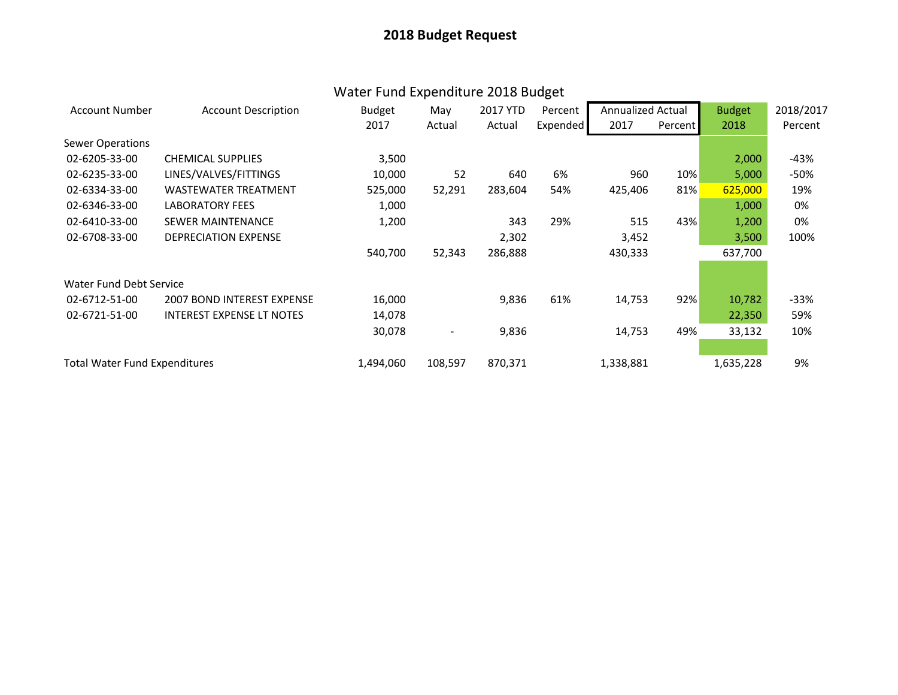# 2018 Budget Request

## Water Fund Expenditure 2018 Budget

| Account Number | Account Description | Budget 2017 | May Actual | 2017 YTD Actual | Percent Expended | Annualized Actual 2017 | Annualized Actual Percent | Budget 2018 | 2018/2017 Percent |
|---|---|---|---|---|---|---|---|---|---|
| Sewer Operations | | | | | | | | | |
| 02-6205-33-00 | CHEMICAL SUPPLIES | 3,500 | | | | | | 2,000 | -43% |
| 02-6235-33-00 | LINES/VALVES/FITTINGS | 10,000 | 52 | 640 | 6% | 960 | 10% | 5,000 | -50% |
| 02-6334-33-00 | WASTEWATER TREATMENT | 525,000 | 52,291 | 283,604 | 54% | 425,406 | 81% | 625,000 | 19% |
| 02-6346-33-00 | LABORATORY FEES | 1,000 | | | | | | 1,000 | 0% |
| 02-6410-33-00 | SEWER MAINTENANCE | 1,200 | | 343 | 29% | 515 | 43% | 1,200 | 0% |
| 02-6708-33-00 | DEPRECIATION EXPENSE | | | 2,302 | | 3,452 | | 3,500 | 100% |
| | | 540,700 | 52,343 | 286,888 | | 430,333 | | 637,700 | |
| Water Fund Debt Service | | | | | | | | | |
| 02-6712-51-00 | 2007 BOND INTEREST EXPENSE | 16,000 | | 9,836 | 61% | 14,753 | 92% | 10,782 | -33% |
| 02-6721-51-00 | INTEREST EXPENSE LT NOTES | 14,078 | | | | | | 22,350 | 59% |
| | | 30,078 | - | 9,836 | | 14,753 | 49% | 33,132 | 10% |
| Total Water Fund Expenditures | | 1,494,060 | 108,597 | 870,371 | | 1,338,881 | | 1,635,228 | 9% |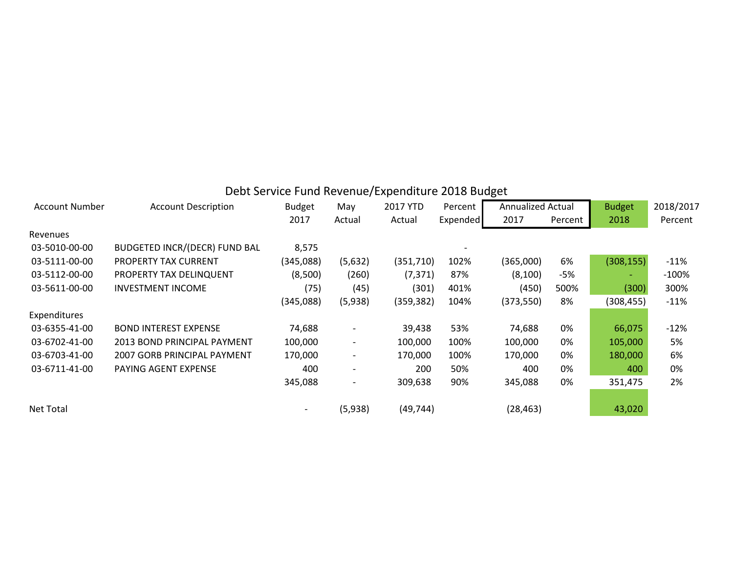# Debt Service Fund Revenue/Expenditure 2018 Budget

| Account Number | Account Description | Budget 2017 | May Actual | 2017 YTD Actual | Percent Expended | Annualized Actual 2017 | Annualized Actual Percent | Budget 2018 | 2018/2017 Percent |
|---|---|---|---|---|---|---|---|---|---|
| Revenues | | | | | | | | | |
| 03-5010-00-00 | BUDGETED INCR/(DECR) FUND BAL | 8,575 | | | - | | | | |
| 03-5111-00-00 | PROPERTY TAX CURRENT | (345,088) | (5,632) | (351,710) | 102% | (365,000) | 6% | (308,155) | -11% |
| 03-5112-00-00 | PROPERTY TAX DELINQUENT | (8,500) | (260) | (7,371) | 87% | (8,100) | -5% | - | -100% |
| 03-5611-00-00 | INVESTMENT INCOME | (75) | (45) | (301) | 401% | (450) | 500% | (300) | 300% |
| | | (345,088) | (5,938) | (359,382) | 104% | (373,550) | 8% | (308,455) | -11% |
| Expenditures | | | | | | | | | |
| 03-6355-41-00 | BOND INTEREST EXPENSE | 74,688 | - | 39,438 | 53% | 74,688 | 0% | 66,075 | -12% |
| 03-6702-41-00 | 2013 BOND PRINCIPAL PAYMENT | 100,000 | - | 100,000 | 100% | 100,000 | 0% | 105,000 | 5% |
| 03-6703-41-00 | 2007 GORB PRINCIPAL PAYMENT | 170,000 | - | 170,000 | 100% | 170,000 | 0% | 180,000 | 6% |
| 03-6711-41-00 | PAYING AGENT EXPENSE | 400 | - | 200 | 50% | 400 | 0% | 400 | 0% |
| | | 345,088 | - | 309,638 | 90% | 345,088 | 0% | 351,475 | 2% |
| Net Total | | - | (5,938) | (49,744) | | (28,463) | | 43,020 | |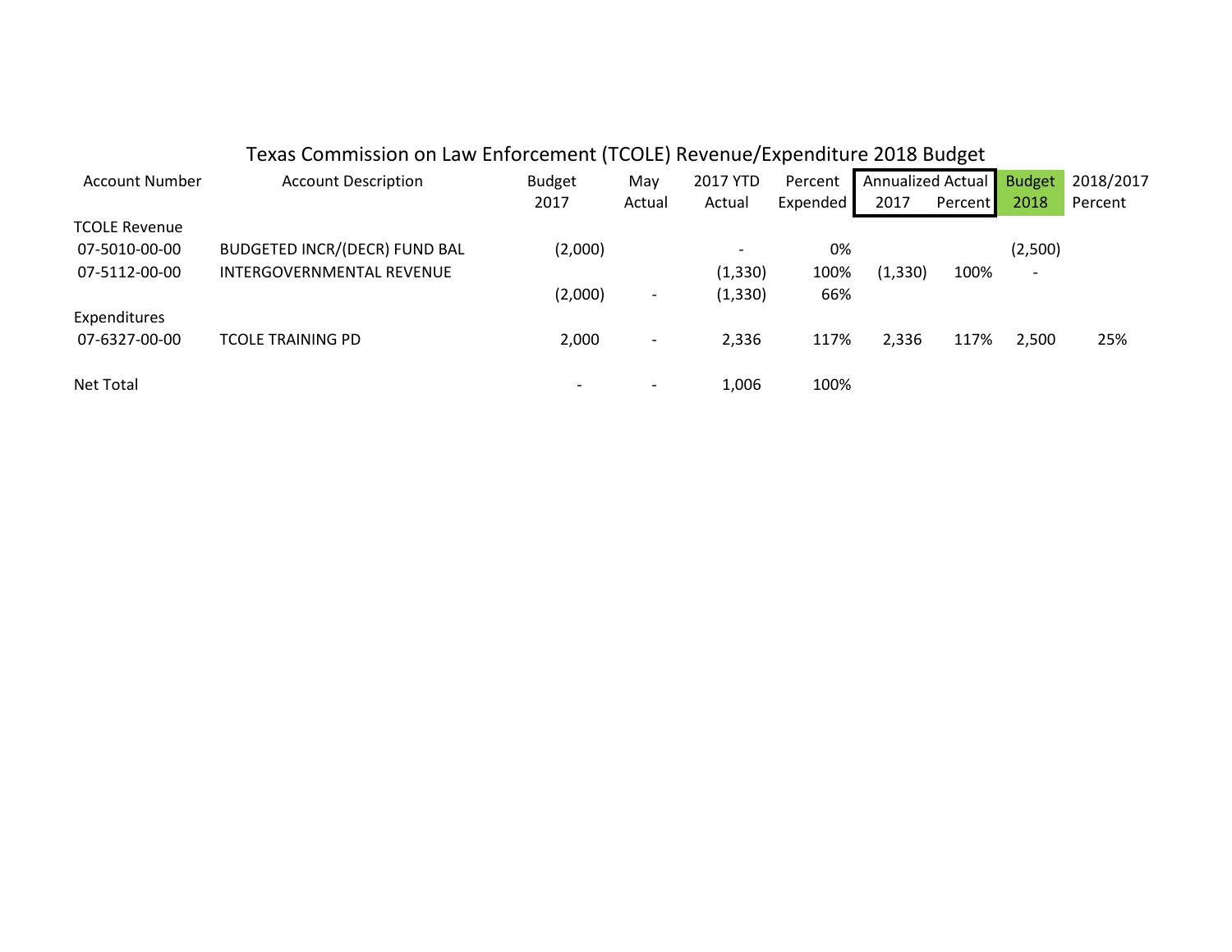# Texas Commission on Law Enforcement (TCOLE) Revenue/Expenditure 2018 Budget

| Account Number | Account Description | Budget 2017 | May Actual | 2017 YTD Actual | Percent Expended | Annualized Actual 2017 | Annualized Actual Percent | Budget 2018 | 2018/2017 Percent |
|---|---|---|---|---|---|---|---|---|---|
| TCOLE Revenue | | | | | | | | | |
| 07-5010-00-00 | BUDGETED INCR/(DECR) FUND BAL | (2,000) | | - | 0% | | | (2,500) | |
| 07-5112-00-00 | INTERGOVERNMENTAL REVENUE | | | (1,330) | 100% | (1,330) | 100% | - | |
| | | (2,000) | - | (1,330) | 66% | | | | |
| Expenditures | | | | | | | | | |
| 07-6327-00-00 | TCOLE TRAINING PD | 2,000 | - | 2,336 | 117% | 2,336 | 117% | 2,500 | 25% |
| Net Total | | - | - | 1,006 | 100% | | | | |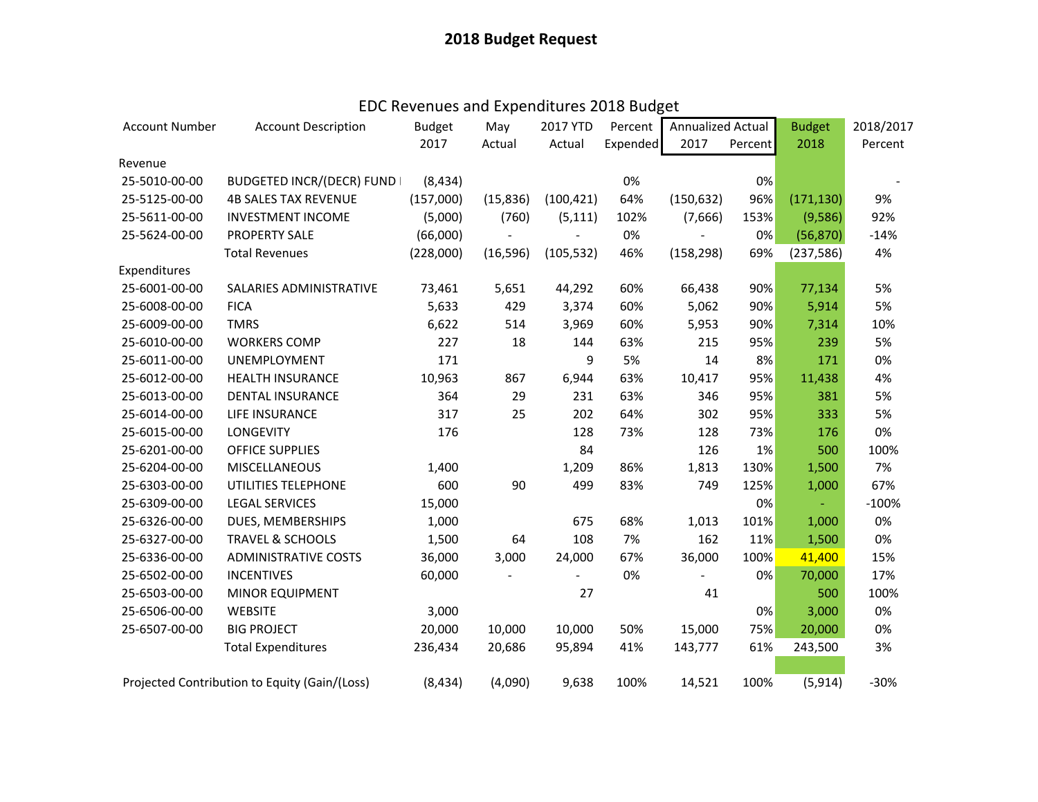# 2018 Budget Request

## EDC Revenues and Expenditures 2018 Budget

| Account Number | Account Description | Budget 2017 | May Actual | 2017 YTD Actual | Percent Expended | Annualized Actual 2017 | Annualized Actual Percent | Budget 2018 | 2018/2017 Percent |
|---|---|---|---|---|---|---|---|---|---|
| Revenue | | | | | | | | | |
| 25-5010-00-00 | BUDGETED INCR/(DECR) FUND | (8,434) | | | 0% | | 0% | | - |
| 25-5125-00-00 | 4B SALES TAX REVENUE | (157,000) | (15,836) | (100,421) | 64% | (150,632) | 96% | (171,130) | 9% |
| 25-5611-00-00 | INVESTMENT INCOME | (5,000) | (760) | (5,111) | 102% | (7,666) | 153% | (9,586) | 92% |
| 25-5624-00-00 | PROPERTY SALE | (66,000) | - | - | 0% | - | 0% | (56,870) | -14% |
| | Total Revenues | (228,000) | (16,596) | (105,532) | 46% | (158,298) | 69% | (237,586) | 4% |
| Expenditures | | | | | | | | | |
| 25-6001-00-00 | SALARIES ADMINISTRATIVE | 73,461 | 5,651 | 44,292 | 60% | 66,438 | 90% | 77,134 | 5% |
| 25-6008-00-00 | FICA | 5,633 | 429 | 3,374 | 60% | 5,062 | 90% | 5,914 | 5% |
| 25-6009-00-00 | TMRS | 6,622 | 514 | 3,969 | 60% | 5,953 | 90% | 7,314 | 10% |
| 25-6010-00-00 | WORKERS COMP | 227 | 18 | 144 | 63% | 215 | 95% | 239 | 5% |
| 25-6011-00-00 | UNEMPLOYMENT | 171 | | 9 | 5% | 14 | 8% | 171 | 0% |
| 25-6012-00-00 | HEALTH INSURANCE | 10,963 | 867 | 6,944 | 63% | 10,417 | 95% | 11,438 | 4% |
| 25-6013-00-00 | DENTAL INSURANCE | 364 | 29 | 231 | 63% | 346 | 95% | 381 | 5% |
| 25-6014-00-00 | LIFE INSURANCE | 317 | 25 | 202 | 64% | 302 | 95% | 333 | 5% |
| 25-6015-00-00 | LONGEVITY | 176 | | 128 | 73% | 128 | 73% | 176 | 0% |
| 25-6201-00-00 | OFFICE SUPPLIES | | | 84 | | 126 | 1% | 500 | 100% |
| 25-6204-00-00 | MISCELLANEOUS | 1,400 | | 1,209 | 86% | 1,813 | 130% | 1,500 | 7% |
| 25-6303-00-00 | UTILITIES TELEPHONE | 600 | 90 | 499 | 83% | 749 | 125% | 1,000 | 67% |
| 25-6309-00-00 | LEGAL SERVICES | 15,000 | | | | | 0% | - | -100% |
| 25-6326-00-00 | DUES, MEMBERSHIPS | 1,000 | | 675 | 68% | 1,013 | 101% | 1,000 | 0% |
| 25-6327-00-00 | TRAVEL & SCHOOLS | 1,500 | 64 | 108 | 7% | 162 | 11% | 1,500 | 0% |
| 25-6336-00-00 | ADMINISTRATIVE COSTS | 36,000 | 3,000 | 24,000 | 67% | 36,000 | 100% | 41,400 | 15% |
| 25-6502-00-00 | INCENTIVES | 60,000 | - | - | 0% | - | 0% | 70,000 | 17% |
| 25-6503-00-00 | MINOR EQUIPMENT | | | 27 | | 41 | | 500 | 100% |
| 25-6506-00-00 | WEBSITE | 3,000 | | | | | 0% | 3,000 | 0% |
| 25-6507-00-00 | BIG PROJECT | 20,000 | 10,000 | 10,000 | 50% | 15,000 | 75% | 20,000 | 0% |
| | Total Expenditures | 236,434 | 20,686 | 95,894 | 41% | 143,777 | 61% | 243,500 | 3% |
| Projected Contribution to Equity (Gain/(Loss) | | (8,434) | (4,090) | 9,638 | 100% | 14,521 | 100% | (5,914) | -30% |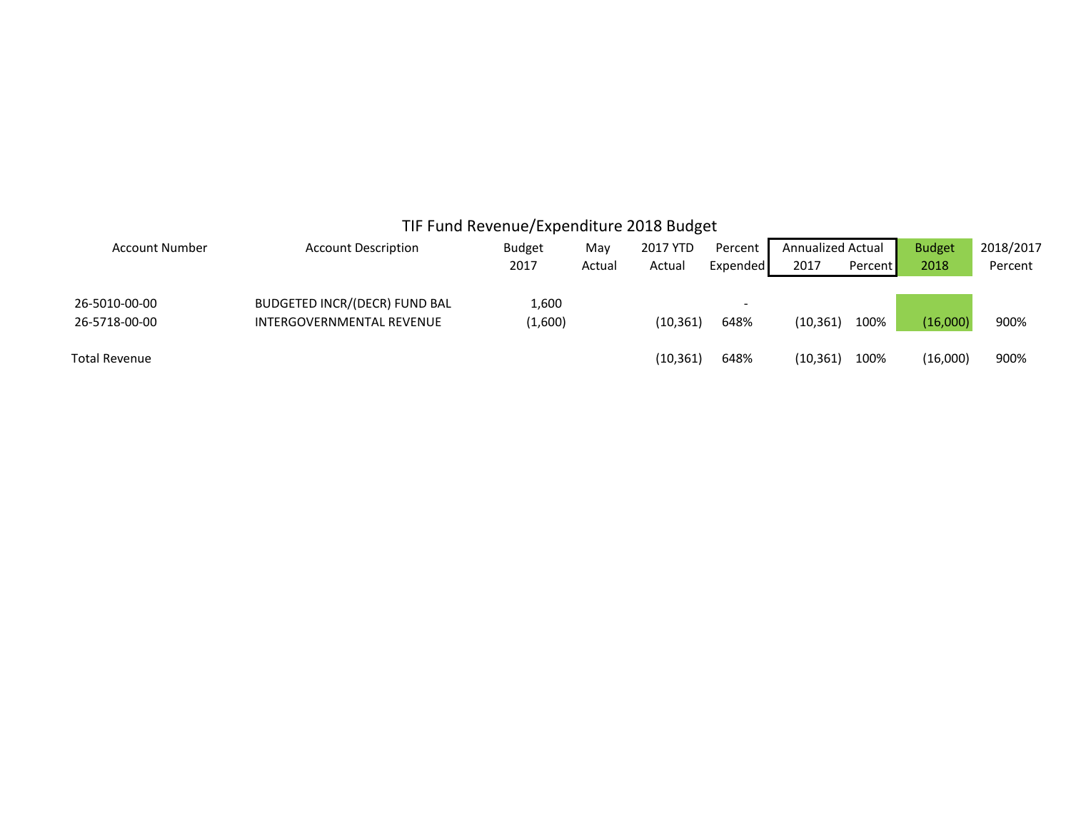# TIF Fund Revenue/Expenditure 2018 Budget

| Account Number | Account Description | Budget 2017 | May Actual | 2017 YTD Actual | Percent Expended | Annualized Actual 2017 | Percent | Budget 2018 | 2018/2017 Percent |
|---|---|---|---|---|---|---|---|---|---|
| 26-5010-00-00 | BUDGETED INCR/(DECR) FUND BAL | 1,600 | | | - | | | | |
| 26-5718-00-00 | INTERGOVERNMENTAL REVENUE | (1,600) | | (10,361) | 648% | (10,361) | 100% | (16,000) | 900% |
| Total Revenue | | | | (10,361) | 648% | (10,361) | 100% | (16,000) | 900% |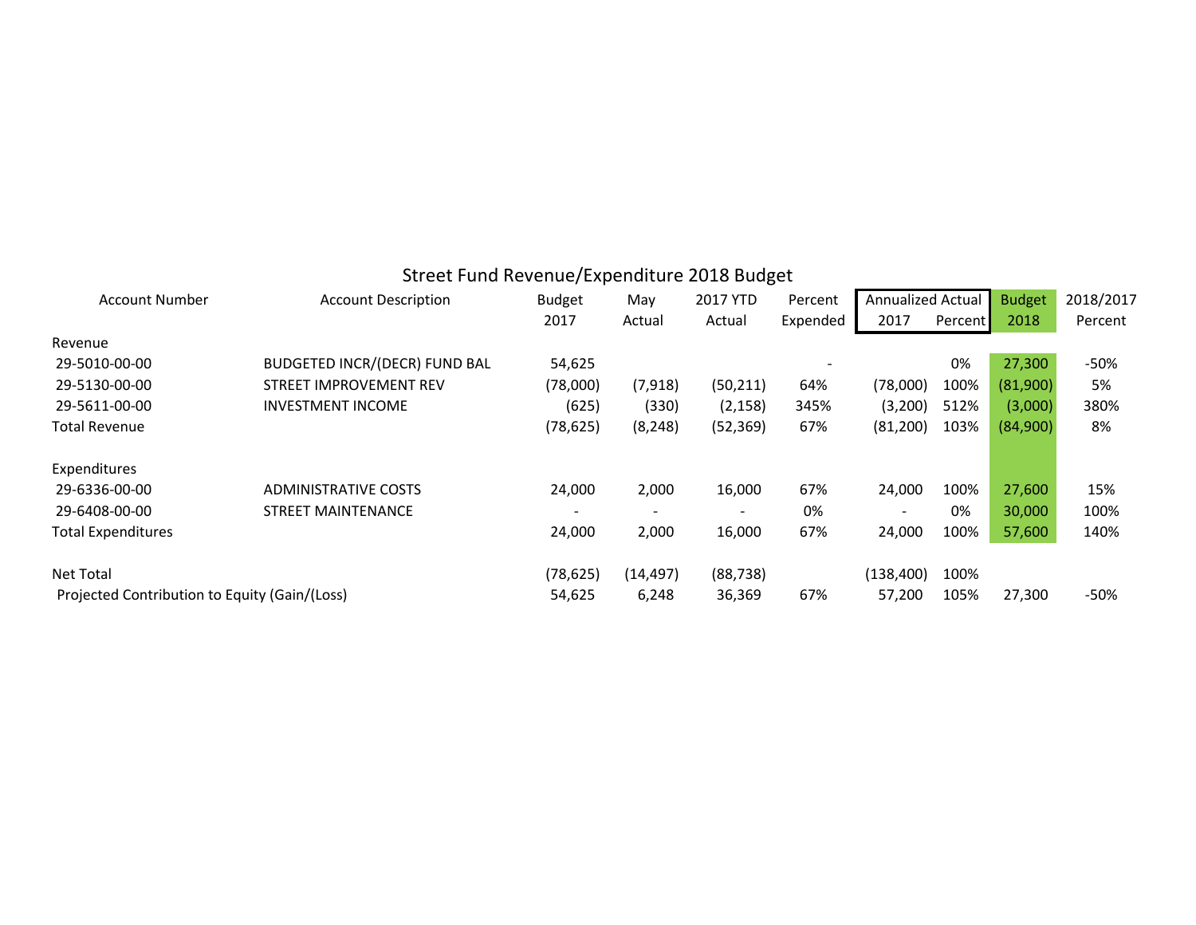## Street Fund Revenue/Expenditure 2018 Budget

| Account Number | Account Description | Budget 2017 | May Actual | 2017 YTD Actual | Percent Expended | Annualized Actual 2017 | Annualized Actual Percent | Budget 2018 | 2018/2017 Percent |
|---|---|---|---|---|---|---|---|---|---|
| Revenue | | | | | | | | | |
| 29-5010-00-00 | BUDGETED INCR/(DECR) FUND BAL | 54,625 | | | - | | 0% | 27,300 | -50% |
| 29-5130-00-00 | STREET IMPROVEMENT REV | (78,000) | (7,918) | (50,211) | 64% | (78,000) | 100% | (81,900) | 5% |
| 29-5611-00-00 | INVESTMENT INCOME | (625) | (330) | (2,158) | 345% | (3,200) | 512% | (3,000) | 380% |
| Total Revenue | | (78,625) | (8,248) | (52,369) | 67% | (81,200) | 103% | (84,900) | 8% |
| | | | | | | | | | |
| Expenditures | | | | | | | | | |
| 29-6336-00-00 | ADMINISTRATIVE COSTS | 24,000 | 2,000 | 16,000 | 67% | 24,000 | 100% | 27,600 | 15% |
| 29-6408-00-00 | STREET MAINTENANCE | - | - | - | 0% | - | 0% | 30,000 | 100% |
| Total Expenditures | | 24,000 | 2,000 | 16,000 | 67% | 24,000 | 100% | 57,600 | 140% |
| | | | | | | | | | |
| Net Total | | (78,625) | (14,497) | (88,738) | | (138,400) | 100% | | |
| Projected Contribution to Equity (Gain/(Loss) | | 54,625 | 6,248 | 36,369 | 67% | 57,200 | 105% | 27,300 | -50% |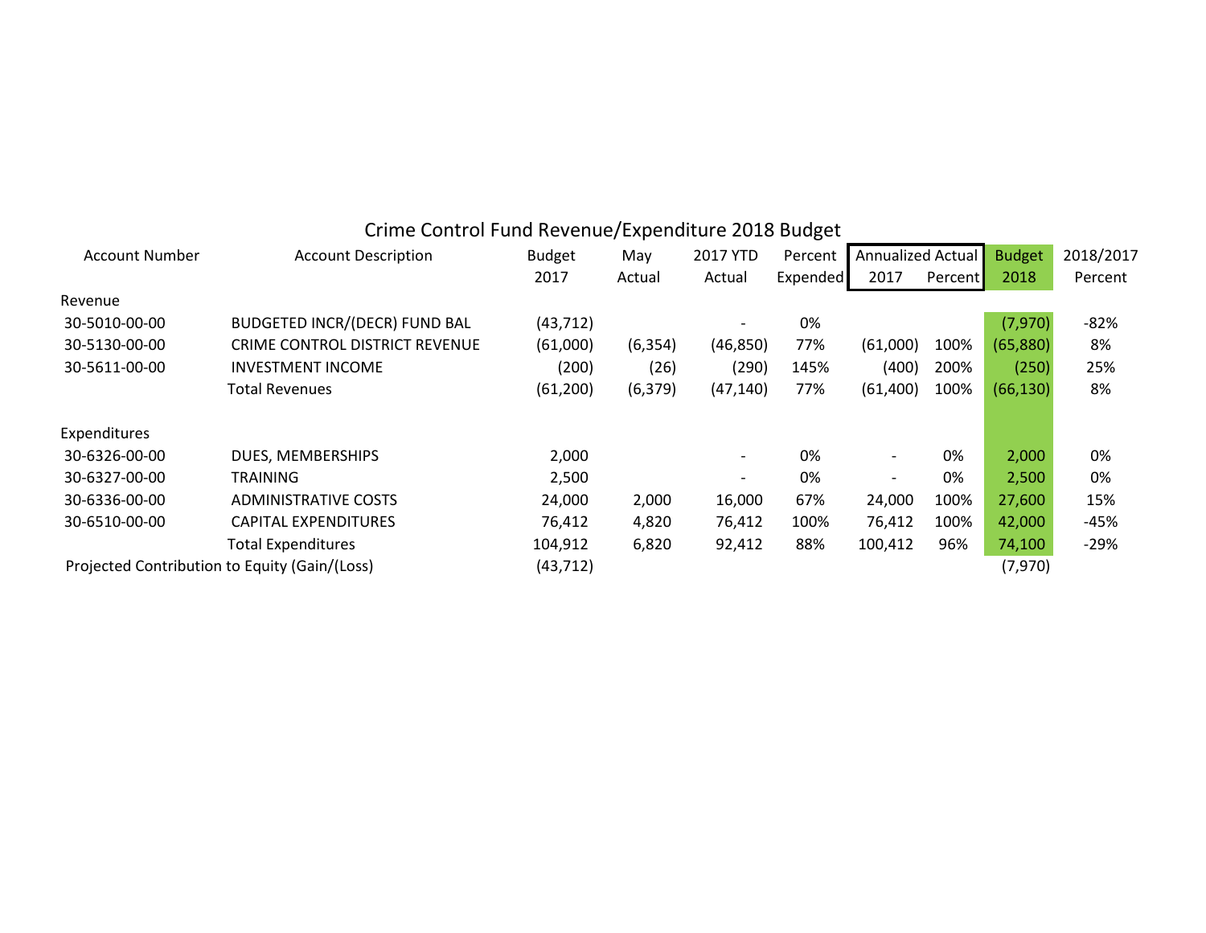# Crime Control Fund Revenue/Expenditure 2018 Budget

| Account Number | Account Description | Budget 2017 | May Actual | 2017 YTD Actual | Percent Expended | Annualized Actual 2017 | Annualized Actual Percent | Budget 2018 | 2018/2017 Percent |
|---|---|---|---|---|---|---|---|---|---|
| Revenue | | | | | | | | | |
| 30-5010-00-00 | BUDGETED INCR/(DECR) FUND BAL | (43,712) | | - | 0% | | | (7,970) | -82% |
| 30-5130-00-00 | CRIME CONTROL DISTRICT REVENUE | (61,000) | (6,354) | (46,850) | 77% | (61,000) | 100% | (65,880) | 8% |
| 30-5611-00-00 | INVESTMENT INCOME | (200) | (26) | (290) | 145% | (400) | 200% | (250) | 25% |
| | Total Revenues | (61,200) | (6,379) | (47,140) | 77% | (61,400) | 100% | (66,130) | 8% |
| Expenditures | | | | | | | | | |
| 30-6326-00-00 | DUES, MEMBERSHIPS | 2,000 | | - | 0% | - | 0% | 2,000 | 0% |
| 30-6327-00-00 | TRAINING | 2,500 | | - | 0% | - | 0% | 2,500 | 0% |
| 30-6336-00-00 | ADMINISTRATIVE COSTS | 24,000 | 2,000 | 16,000 | 67% | 24,000 | 100% | 27,600 | 15% |
| 30-6510-00-00 | CAPITAL EXPENDITURES | 76,412 | 4,820 | 76,412 | 100% | 76,412 | 100% | 42,000 | -45% |
| | Total Expenditures | 104,912 | 6,820 | 92,412 | 88% | 100,412 | 96% | 74,100 | -29% |
| Projected Contribution to Equity (Gain/(Loss) | | (43,712) | | | | | | (7,970) | |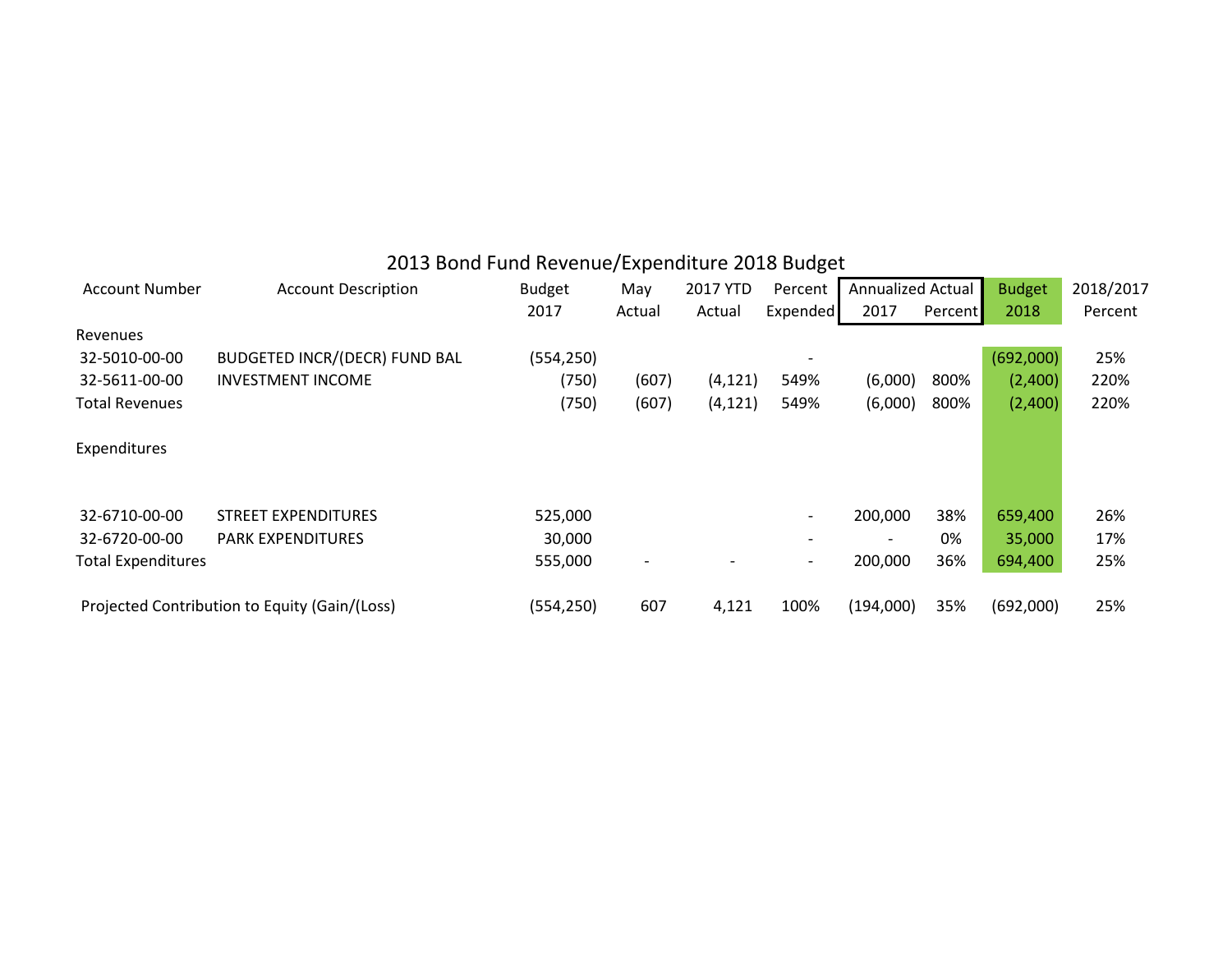# 2013 Bond Fund Revenue/Expenditure 2018 Budget

| Account Number | Account Description | Budget 2017 | May Actual | 2017 YTD Actual | Percent Expended | Annualized Actual 2017 | Annualized Actual Percent | Budget 2018 | 2018/2017 Percent |
|---|---|---|---|---|---|---|---|---|---|
| Revenues | | | | | | | | | |
| 32-5010-00-00 | BUDGETED INCR/(DECR) FUND BAL | (554,250) | | | - | | | (692,000) | 25% |
| 32-5611-00-00 | INVESTMENT INCOME | (750) | (607) | (4,121) | 549% | (6,000) | 800% | (2,400) | 220% |
| Total Revenues | | (750) | (607) | (4,121) | 549% | (6,000) | 800% | (2,400) | 220% |
| Expenditures | | | | | | | | | |
| 32-6710-00-00 | STREET EXPENDITURES | 525,000 | | | - | 200,000 | 38% | 659,400 | 26% |
| 32-6720-00-00 | PARK EXPENDITURES | 30,000 | | | - | - | 0% | 35,000 | 17% |
| Total Expenditures | | 555,000 | - | - | - | 200,000 | 36% | 694,400 | 25% |
| Projected Contribution to Equity (Gain/(Loss) | | (554,250) | 607 | 4,121 | 100% | (194,000) | 35% | (692,000) | 25% |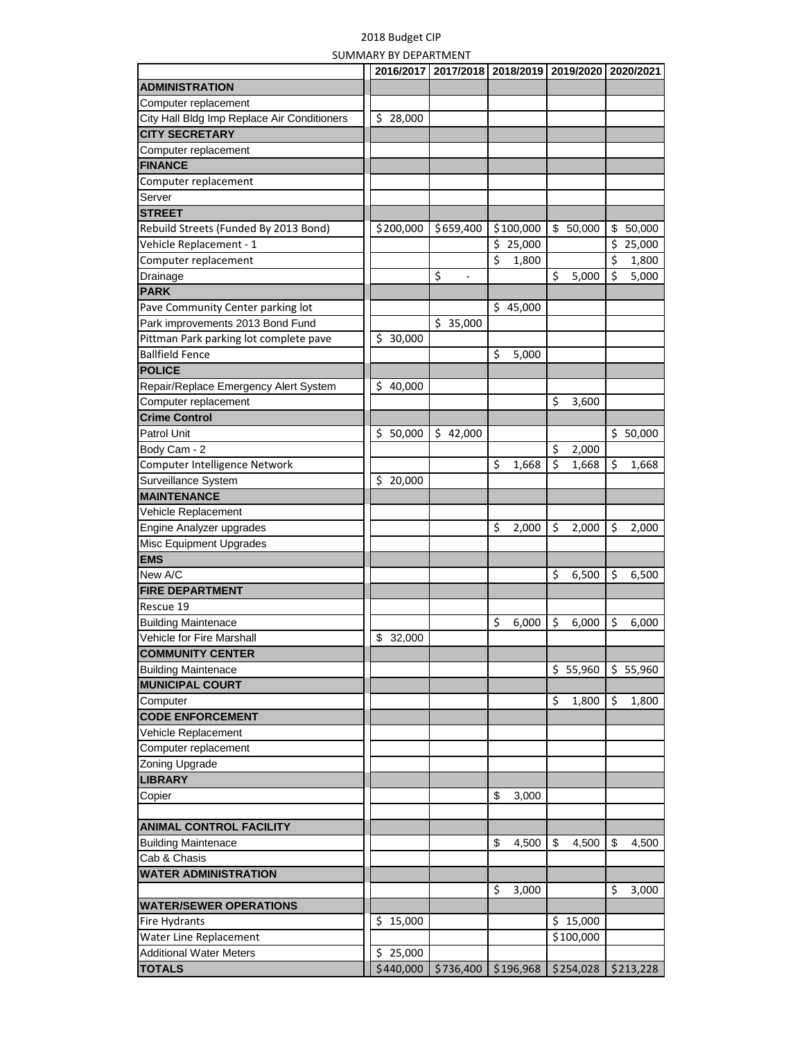2018 Budget CIP

SUMMARY BY DEPARTMENT

| | 2016/2017 | 2017/2018 | 2018/2019 | 2019/2020 | 2020/2021 |
|---|---|---|---|---|---|
| **ADMINISTRATION** | | | | | |
| Computer replacement | | | | | |
| City Hall Bldg Imp Replace Air Conditioners | $ 28,000 | | | | |
| **CITY SECRETARY** | | | | | |
| Computer replacement | | | | | |
| **FINANCE** | | | | | |
| Computer replacement | | | | | |
| Server | | | | | |
| **STREET** | | | | | |
| Rebuild Streets (Funded By 2013 Bond) | $200,000 | $659,400 | $100,000 | $ 50,000 | $ 50,000 |
| Vehicle Replacement - 1 | | | $ 25,000 | | $ 25,000 |
| Computer replacement | | | $ 1,800 | | $ 1,800 |
| Drainage | | $ - | | $ 5,000 | $ 5,000 |
| **PARK** | | | | | |
| Pave Community Center parking lot | | | $ 45,000 | | |
| Park improvements 2013 Bond Fund | | $ 35,000 | | | |
| Pittman Park parking lot complete pave | $ 30,000 | | | | |
| Ballfield Fence | | | $ 5,000 | | |
| **POLICE** | | | | | |
| Repair/Replace Emergency Alert System | $ 40,000 | | | | |
| Computer replacement | | | | $ 3,600 | |
| **Crime Control** | | | | | |
| Patrol Unit | $ 50,000 | $ 42,000 | | | $ 50,000 |
| Body Cam - 2 | | | | $ 2,000 | |
| Computer Intelligence Network | | | $ 1,668 | $ 1,668 | $ 1,668 |
| Surveillance System | $ 20,000 | | | | |
| **MAINTENANCE** | | | | | |
| Vehicle Replacement | | | | | |
| Engine Analyzer upgrades | | | $ 2,000 | $ 2,000 | $ 2,000 |
| Misc Equipment Upgrades | | | | | |
| **EMS** | | | | | |
| New A/C | | | | $ 6,500 | $ 6,500 |
| **FIRE DEPARTMENT** | | | | | |
| Rescue 19 | | | | | |
| Building Maintenace | | | $ 6,000 | $ 6,000 | $ 6,000 |
| Vehicle for Fire Marshall | $ 32,000 | | | | |
| **COMMUNITY CENTER** | | | | | |
| Building Maintenace | | | | $ 55,960 | $ 55,960 |
| **MUNICIPAL COURT** | | | | | |
| Computer | | | | $ 1,800 | $ 1,800 |
| **CODE ENFORCEMENT** | | | | | |
| Vehicle Replacement | | | | | |
| Computer replacement | | | | | |
| Zoning Upgrade | | | | | |
| **LIBRARY** | | | | | |
| Copier | | | $ 3,000 | | |
| | | | | | |
| **ANIMAL CONTROL FACILITY** | | | | | |
| Building Maintenace | | | $ 4,500 | $ 4,500 | $ 4,500 |
| Cab & Chasis | | | | | |
| **WATER ADMINISTRATION** | | | | | |
| | | | $ 3,000 | | $ 3,000 |
| **WATER/SEWER OPERATIONS** | | | | | |
| Fire Hydrants | $ 15,000 | | | $ 15,000 | |
| Water Line Replacement | | | | $100,000 | |
| Additional Water Meters | $ 25,000 | | | | |
| **TOTALS** | $440,000 | $736,400 | $196,968 | $254,028 | $213,228 |